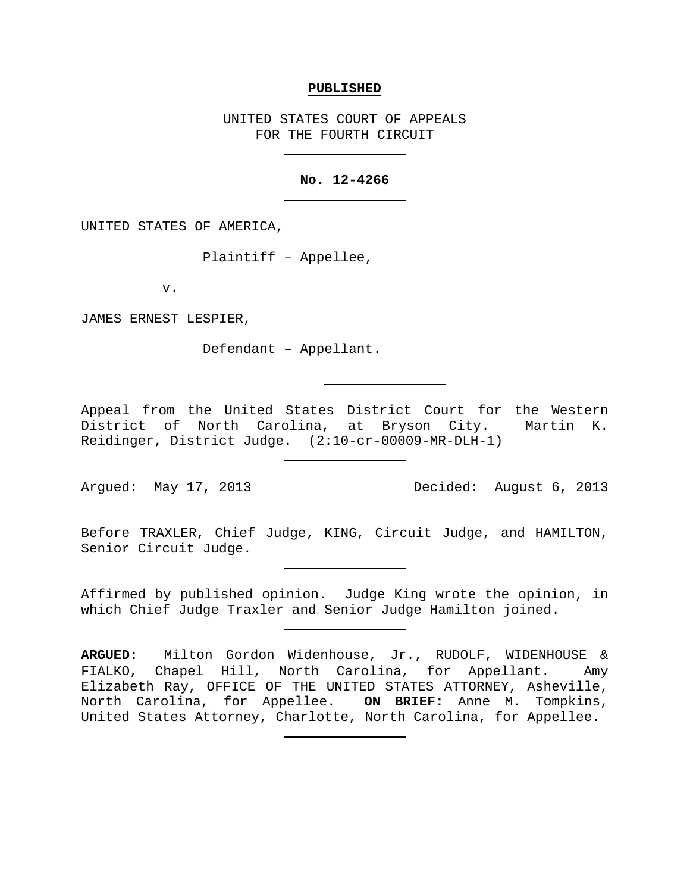**PUBLISHED**

UNITED STATES COURT OF APPEALS
FOR THE FOURTH CIRCUIT

---

**No. 12-4266**

---

UNITED STATES OF AMERICA,

Plaintiff – Appellee,

v.

JAMES ERNEST LESPIER,

Defendant – Appellant.

---

Appeal from the United States District Court for the Western District of North Carolina, at Bryson City. Martin K. Reidinger, District Judge. (2:10-cr-00009-MR-DLH-1)

---

Argued: May 17, 2013 Decided: August 6, 2013

---

Before TRAXLER, Chief Judge, KING, Circuit Judge, and HAMILTON, Senior Circuit Judge.

---

Affirmed by published opinion. Judge King wrote the opinion, in which Chief Judge Traxler and Senior Judge Hamilton joined.

---

**ARGUED:** Milton Gordon Widenhouse, Jr., RUDOLF, WIDENHOUSE & FIALKO, Chapel Hill, North Carolina, for Appellant. Amy Elizabeth Ray, OFFICE OF THE UNITED STATES ATTORNEY, Asheville, North Carolina, for Appellee. **ON BRIEF:** Anne M. Tompkins, United States Attorney, Charlotte, North Carolina, for Appellee.

---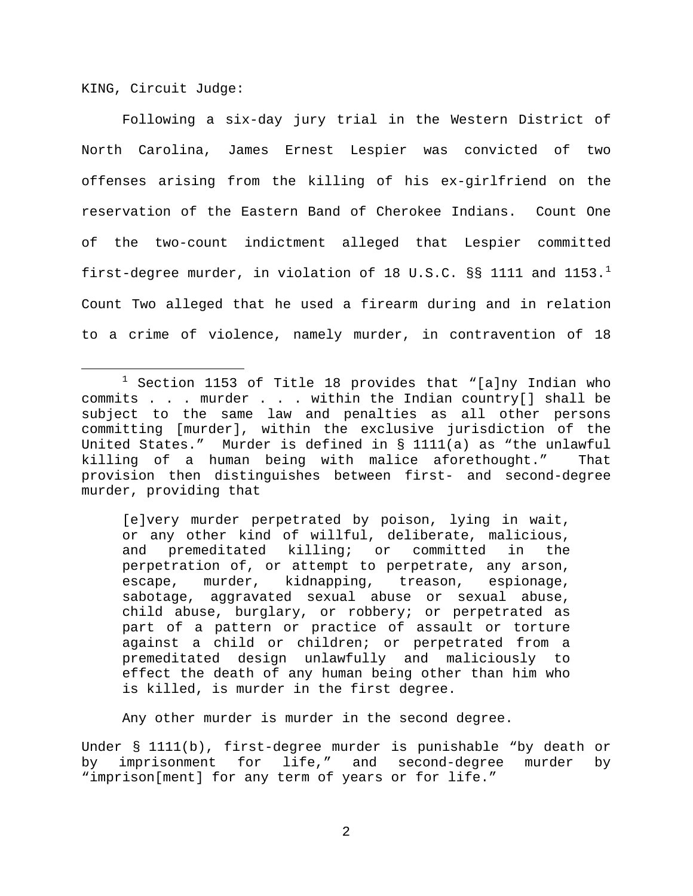KING, Circuit Judge:

Following a six-day jury trial in the Western District of North Carolina, James Ernest Lespier was convicted of two offenses arising from the killing of his ex-girlfriend on the reservation of the Eastern Band of Cherokee Indians. Count One of the two-count indictment alleged that Lespier committed first-degree murder, in violation of 18 U.S.C. §§ 1111 and 1153.[1] Count Two alleged that he used a firearm during and in relation to a crime of violence, namely murder, in contravention of 18

---

[1] Section 1153 of Title 18 provides that "[a]ny Indian who commits . . . murder . . . . within the Indian country[] shall be subject to the same law and penalties as all other persons committing [murder], within the exclusive jurisdiction of the United States." Murder is defined in § 1111(a) as "the unlawful killing of a human being with malice aforethought." That provision then distinguishes between first- and second-degree murder, providing that

> [e]very murder perpetrated by poison, lying in wait, or any other kind of willful, deliberate, malicious, and premeditated killing; or committed in the perpetration of, or attempt to perpetrate, any arson, escape, murder, kidnapping, treason, espionage, sabotage, aggravated sexual abuse or sexual abuse, child abuse, burglary, or robbery; or perpetrated as part of a pattern or practice of assault or torture against a child or children; or perpetrated from a premeditated design unlawfully and maliciously to effect the death of any human being other than him who is killed, is murder in the first degree.
>
> Any other murder is murder in the second degree.

Under § 1111(b), first-degree murder is punishable "by death or by imprisonment for life," and second-degree murder by "imprison[ment] for any term of years or for life."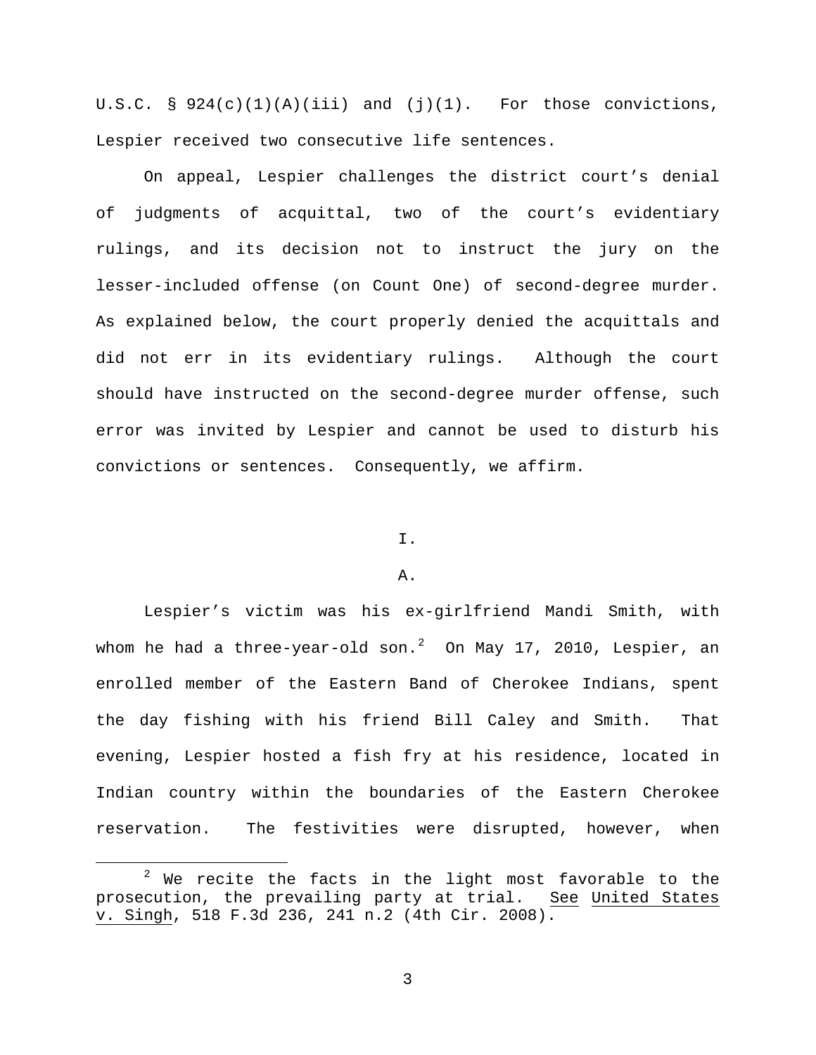U.S.C. § 924(c)(1)(A)(iii) and (j)(1). For those convictions, Lespier received two consecutive life sentences.

On appeal, Lespier challenges the district court's denial of judgments of acquittal, two of the court's evidentiary rulings, and its decision not to instruct the jury on the lesser-included offense (on Count One) of second-degree murder. As explained below, the court properly denied the acquittals and did not err in its evidentiary rulings. Although the court should have instructed on the second-degree murder offense, such error was invited by Lespier and cannot be used to disturb his convictions or sentences. Consequently, we affirm.

## I.

### A.

Lespier's victim was his ex-girlfriend Mandi Smith, with whom he had a three-year-old son.[2] On May 17, 2010, Lespier, an enrolled member of the Eastern Band of Cherokee Indians, spent the day fishing with his friend Bill Caley and Smith. That evening, Lespier hosted a fish fry at his residence, located in Indian country within the boundaries of the Eastern Cherokee reservation. The festivities were disrupted, however, when

---

[2] We recite the facts in the light most favorable to the prosecution, the prevailing party at trial. See United States v. Singh, 518 F.3d 236, 241 n.2 (4th Cir. 2008).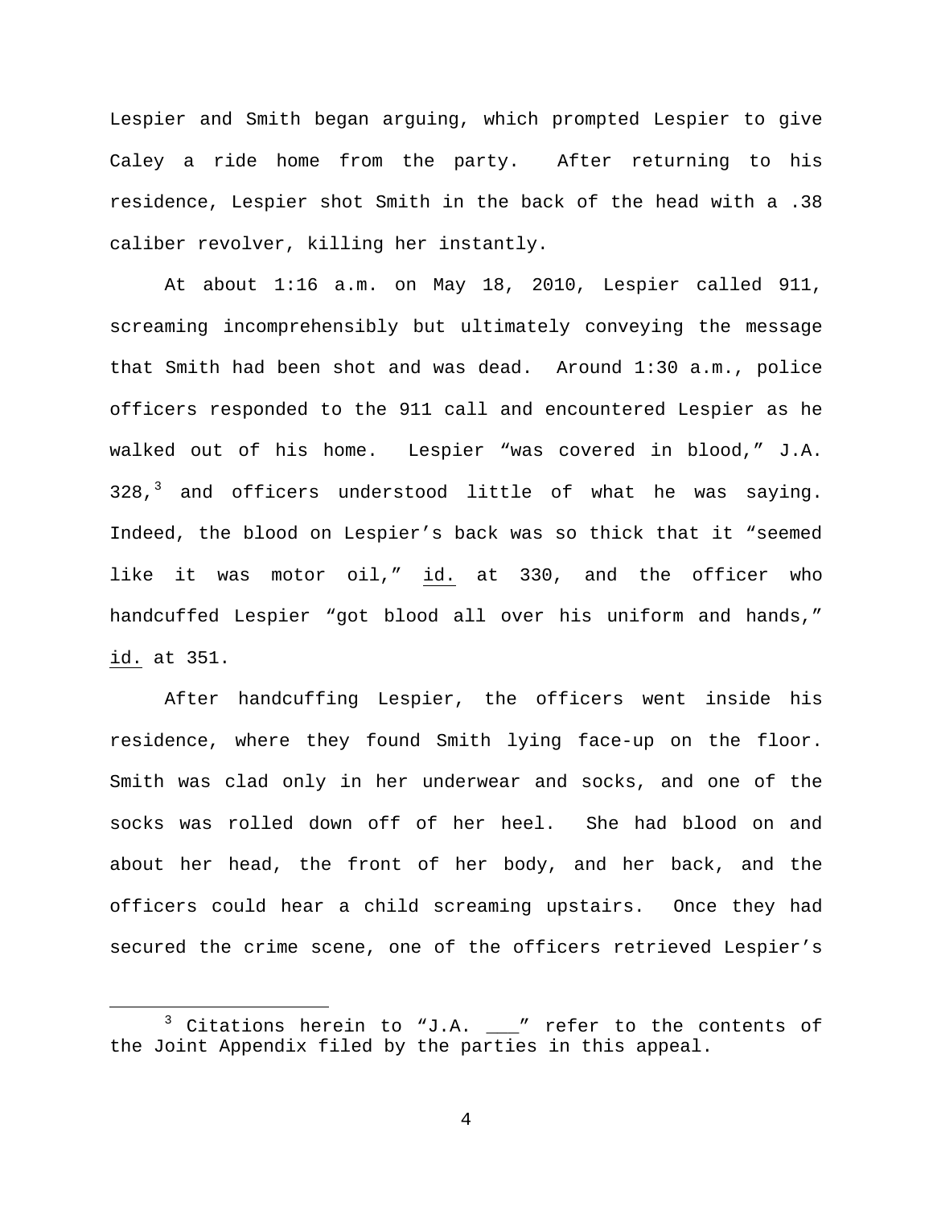Lespier and Smith began arguing, which prompted Lespier to give Caley a ride home from the party. After returning to his residence, Lespier shot Smith in the back of the head with a .38 caliber revolver, killing her instantly.

At about 1:16 a.m. on May 18, 2010, Lespier called 911, screaming incomprehensibly but ultimately conveying the message that Smith had been shot and was dead. Around 1:30 a.m., police officers responded to the 911 call and encountered Lespier as he walked out of his home. Lespier "was covered in blood," J.A. 328,[3] and officers understood little of what he was saying. Indeed, the blood on Lespier's back was so thick that it "seemed like it was motor oil," id. at 330, and the officer who handcuffed Lespier "got blood all over his uniform and hands," id. at 351.

After handcuffing Lespier, the officers went inside his residence, where they found Smith lying face-up on the floor. Smith was clad only in her underwear and socks, and one of the socks was rolled down off of her heel. She had blood on and about her head, the front of her body, and her back, and the officers could hear a child screaming upstairs. Once they had secured the crime scene, one of the officers retrieved Lespier's

[3] Citations herein to "J.A. ___" refer to the contents of the Joint Appendix filed by the parties in this appeal.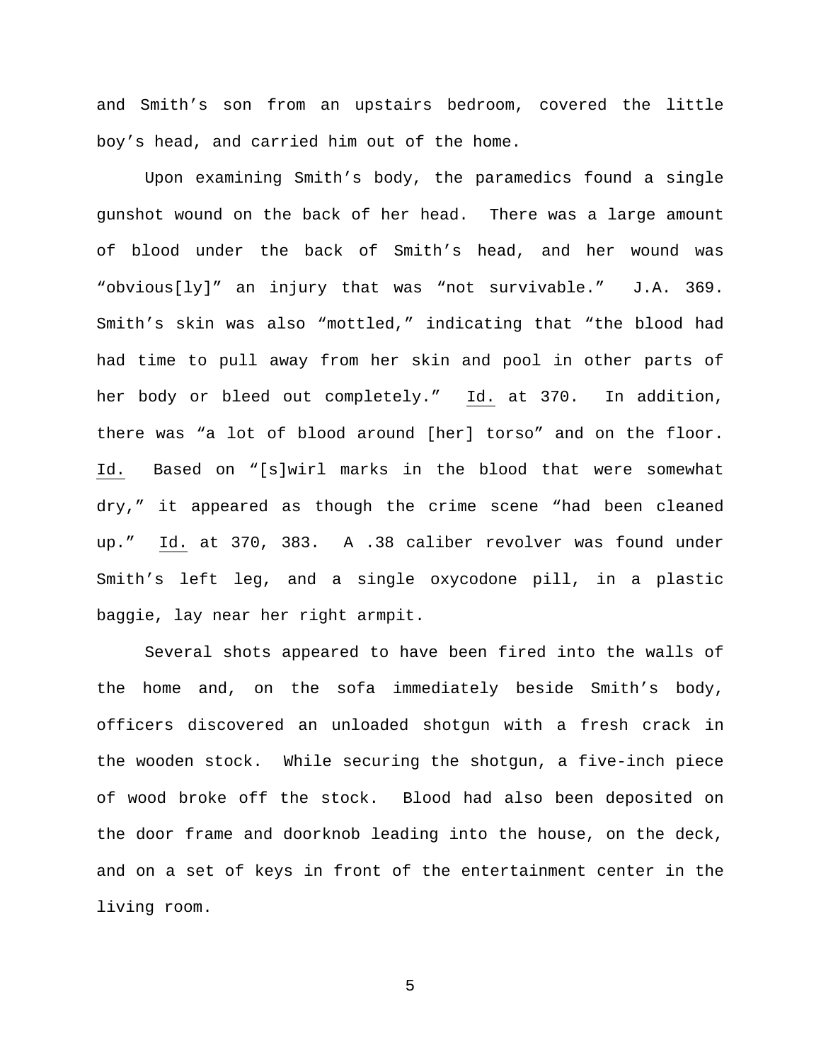and Smith's son from an upstairs bedroom, covered the little boy's head, and carried him out of the home.

Upon examining Smith's body, the paramedics found a single gunshot wound on the back of her head. There was a large amount of blood under the back of Smith's head, and her wound was "obvious[ly]" an injury that was "not survivable." J.A. 369. Smith's skin was also "mottled," indicating that "the blood had had time to pull away from her skin and pool in other parts of her body or bleed out completely." Id. at 370. In addition, there was "a lot of blood around [her] torso" and on the floor. Id. Based on "[s]wirl marks in the blood that were somewhat dry," it appeared as though the crime scene "had been cleaned up." Id. at 370, 383. A .38 caliber revolver was found under Smith's left leg, and a single oxycodone pill, in a plastic baggie, lay near her right armpit.

Several shots appeared to have been fired into the walls of the home and, on the sofa immediately beside Smith's body, officers discovered an unloaded shotgun with a fresh crack in the wooden stock. While securing the shotgun, a five-inch piece of wood broke off the stock. Blood had also been deposited on the door frame and doorknob leading into the house, on the deck, and on a set of keys in front of the entertainment center in the living room.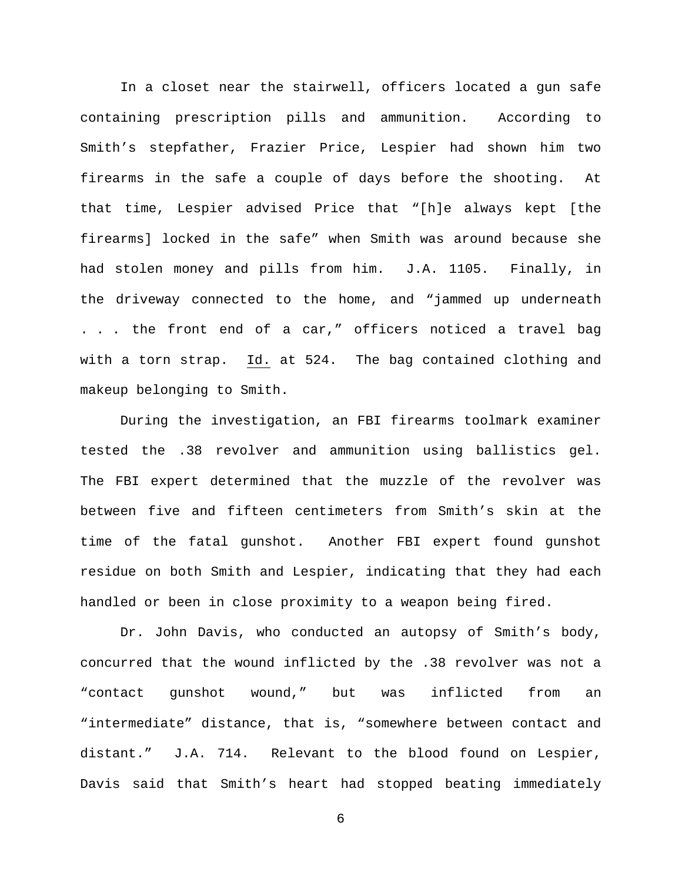In a closet near the stairwell, officers located a gun safe containing prescription pills and ammunition. According to Smith's stepfather, Frazier Price, Lespier had shown him two firearms in the safe a couple of days before the shooting. At that time, Lespier advised Price that "[h]e always kept [the firearms] locked in the safe" when Smith was around because she had stolen money and pills from him. J.A. 1105. Finally, in the driveway connected to the home, and "jammed up underneath . . . the front end of a car," officers noticed a travel bag with a torn strap. Id. at 524. The bag contained clothing and makeup belonging to Smith.

During the investigation, an FBI firearms toolmark examiner tested the .38 revolver and ammunition using ballistics gel. The FBI expert determined that the muzzle of the revolver was between five and fifteen centimeters from Smith's skin at the time of the fatal gunshot. Another FBI expert found gunshot residue on both Smith and Lespier, indicating that they had each handled or been in close proximity to a weapon being fired.

Dr. John Davis, who conducted an autopsy of Smith's body, concurred that the wound inflicted by the .38 revolver was not a "contact gunshot wound," but was inflicted from an "intermediate" distance, that is, "somewhere between contact and distant." J.A. 714. Relevant to the blood found on Lespier, Davis said that Smith's heart had stopped beating immediately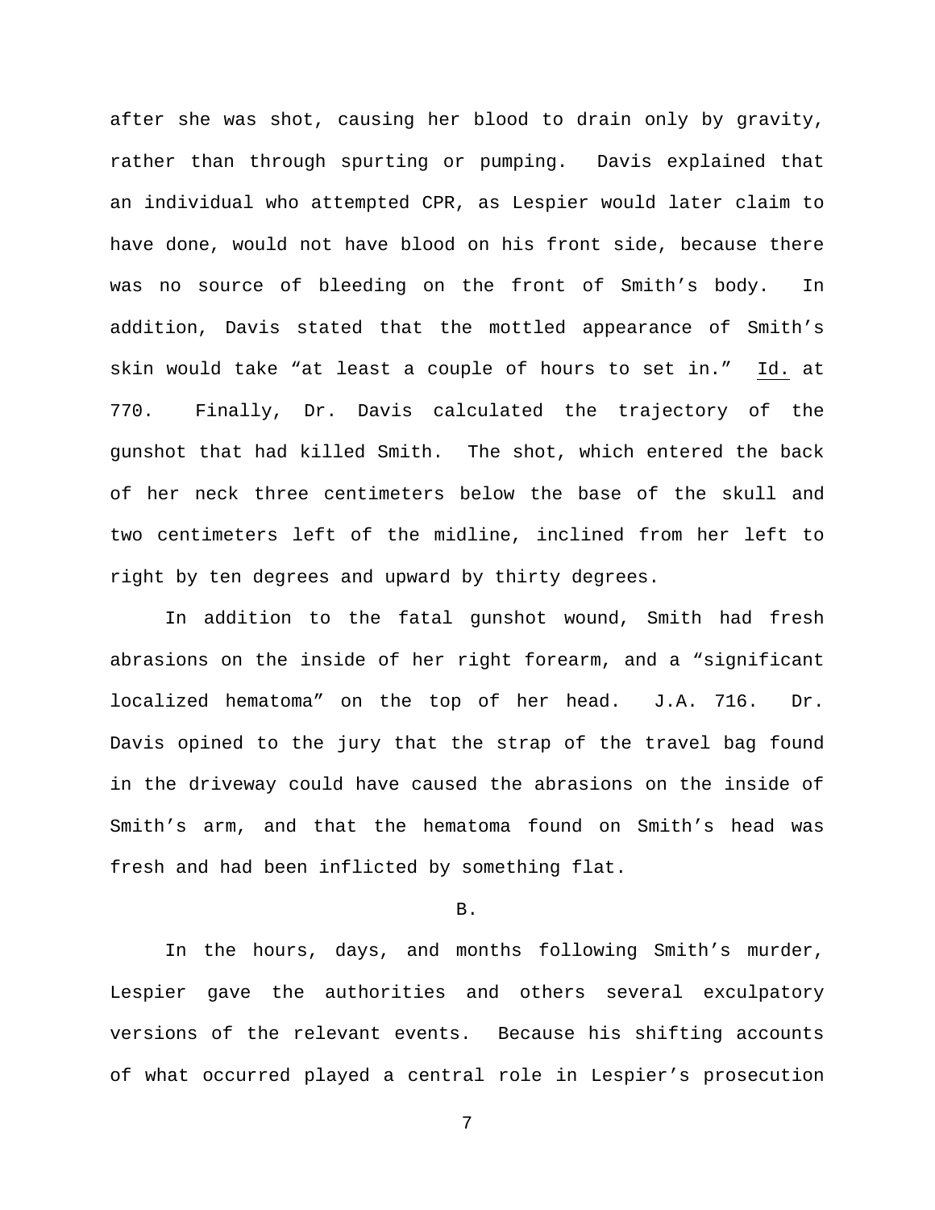after she was shot, causing her blood to drain only by gravity, rather than through spurting or pumping. Davis explained that an individual who attempted CPR, as Lespier would later claim to have done, would not have blood on his front side, because there was no source of bleeding on the front of Smith's body. In addition, Davis stated that the mottled appearance of Smith's skin would take "at least a couple of hours to set in." Id. at 770. Finally, Dr. Davis calculated the trajectory of the gunshot that had killed Smith. The shot, which entered the back of her neck three centimeters below the base of the skull and two centimeters left of the midline, inclined from her left to right by ten degrees and upward by thirty degrees.

In addition to the fatal gunshot wound, Smith had fresh abrasions on the inside of her right forearm, and a "significant localized hematoma" on the top of her head. J.A. 716. Dr. Davis opined to the jury that the strap of the travel bag found in the driveway could have caused the abrasions on the inside of Smith's arm, and that the hematoma found on Smith's head was fresh and had been inflicted by something flat.

B.

In the hours, days, and months following Smith's murder, Lespier gave the authorities and others several exculpatory versions of the relevant events. Because his shifting accounts of what occurred played a central role in Lespier's prosecution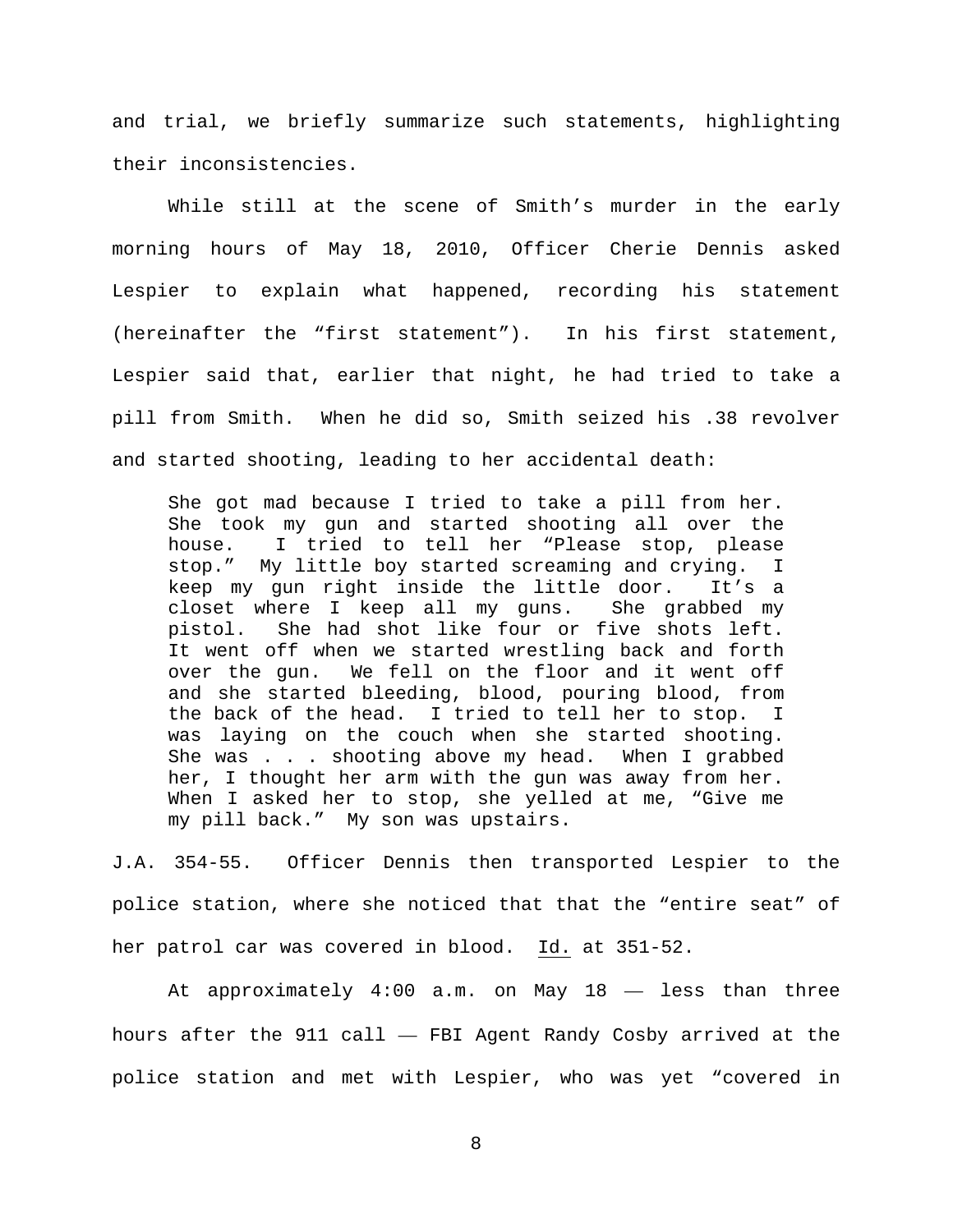and trial, we briefly summarize such statements, highlighting their inconsistencies.

While still at the scene of Smith's murder in the early morning hours of May 18, 2010, Officer Cherie Dennis asked Lespier to explain what happened, recording his statement (hereinafter the "first statement"). In his first statement, Lespier said that, earlier that night, he had tried to take a pill from Smith. When he did so, Smith seized his .38 revolver and started shooting, leading to her accidental death:

> She got mad because I tried to take a pill from her. She took my gun and started shooting all over the house. I tried to tell her "Please stop, please stop." My little boy started screaming and crying. I keep my gun right inside the little door. It's a closet where I keep all my guns. She grabbed my pistol. She had shot like four or five shots left. It went off when we started wrestling back and forth over the gun. We fell on the floor and it went off and she started bleeding, blood, pouring blood, from the back of the head. I tried to tell her to stop. I was laying on the couch when she started shooting. She was . . . shooting above my head. When I grabbed her, I thought her arm with the gun was away from her. When I asked her to stop, she yelled at me, "Give me my pill back." My son was upstairs.

J.A. 354-55. Officer Dennis then transported Lespier to the police station, where she noticed that that the "entire seat" of her patrol car was covered in blood. Id. at 351-52.

At approximately 4:00 a.m. on May 18 — less than three hours after the 911 call — FBI Agent Randy Cosby arrived at the police station and met with Lespier, who was yet "covered in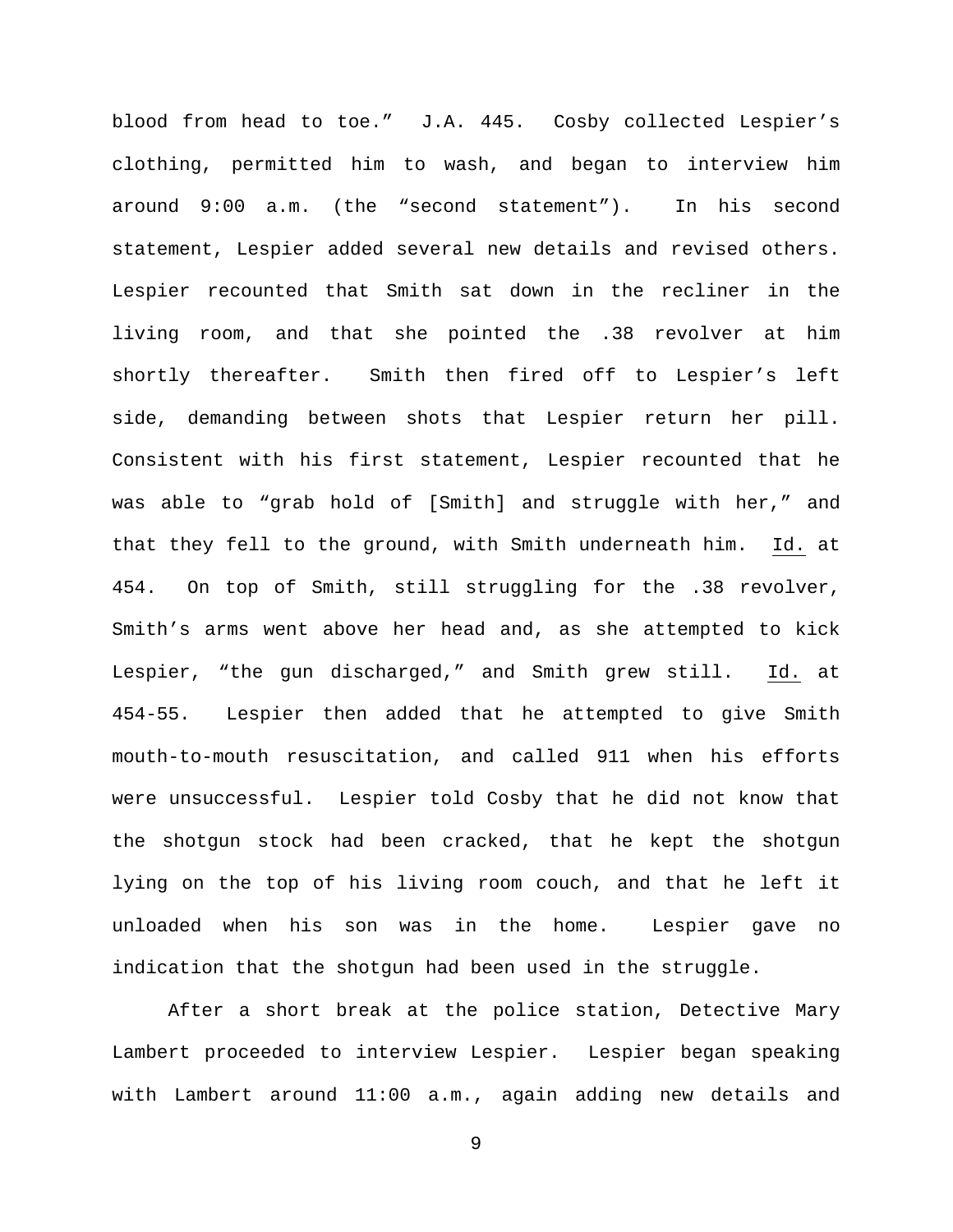blood from head to toe." J.A. 445. Cosby collected Lespier's clothing, permitted him to wash, and began to interview him around 9:00 a.m. (the "second statement"). In his second statement, Lespier added several new details and revised others. Lespier recounted that Smith sat down in the recliner in the living room, and that she pointed the .38 revolver at him shortly thereafter. Smith then fired off to Lespier's left side, demanding between shots that Lespier return her pill. Consistent with his first statement, Lespier recounted that he was able to "grab hold of [Smith] and struggle with her," and that they fell to the ground, with Smith underneath him. Id. at 454. On top of Smith, still struggling for the .38 revolver, Smith's arms went above her head and, as she attempted to kick Lespier, "the gun discharged," and Smith grew still. Id. at 454-55. Lespier then added that he attempted to give Smith mouth-to-mouth resuscitation, and called 911 when his efforts were unsuccessful. Lespier told Cosby that he did not know that the shotgun stock had been cracked, that he kept the shotgun lying on the top of his living room couch, and that he left it unloaded when his son was in the home. Lespier gave no indication that the shotgun had been used in the struggle.

After a short break at the police station, Detective Mary Lambert proceeded to interview Lespier. Lespier began speaking with Lambert around 11:00 a.m., again adding new details and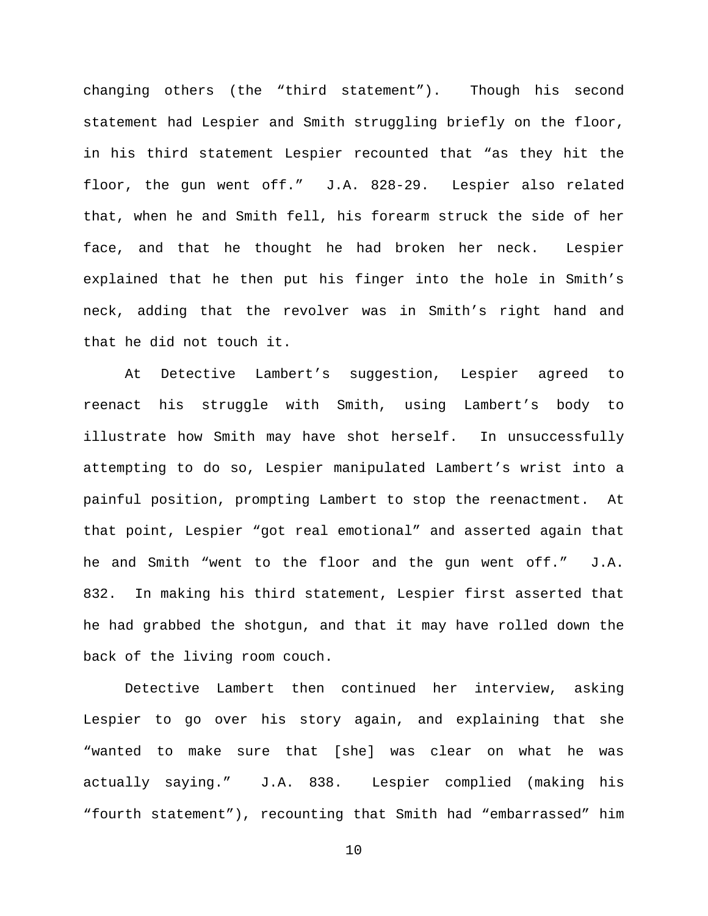changing others (the "third statement"). Though his second statement had Lespier and Smith struggling briefly on the floor, in his third statement Lespier recounted that "as they hit the floor, the gun went off." J.A. 828-29. Lespier also related that, when he and Smith fell, his forearm struck the side of her face, and that he thought he had broken her neck. Lespier explained that he then put his finger into the hole in Smith's neck, adding that the revolver was in Smith's right hand and that he did not touch it.

At Detective Lambert's suggestion, Lespier agreed to reenact his struggle with Smith, using Lambert's body to illustrate how Smith may have shot herself. In unsuccessfully attempting to do so, Lespier manipulated Lambert's wrist into a painful position, prompting Lambert to stop the reenactment. At that point, Lespier "got real emotional" and asserted again that he and Smith "went to the floor and the gun went off." J.A. 832. In making his third statement, Lespier first asserted that he had grabbed the shotgun, and that it may have rolled down the back of the living room couch.

Detective Lambert then continued her interview, asking Lespier to go over his story again, and explaining that she "wanted to make sure that [she] was clear on what he was actually saying." J.A. 838. Lespier complied (making his "fourth statement"), recounting that Smith had "embarrassed" him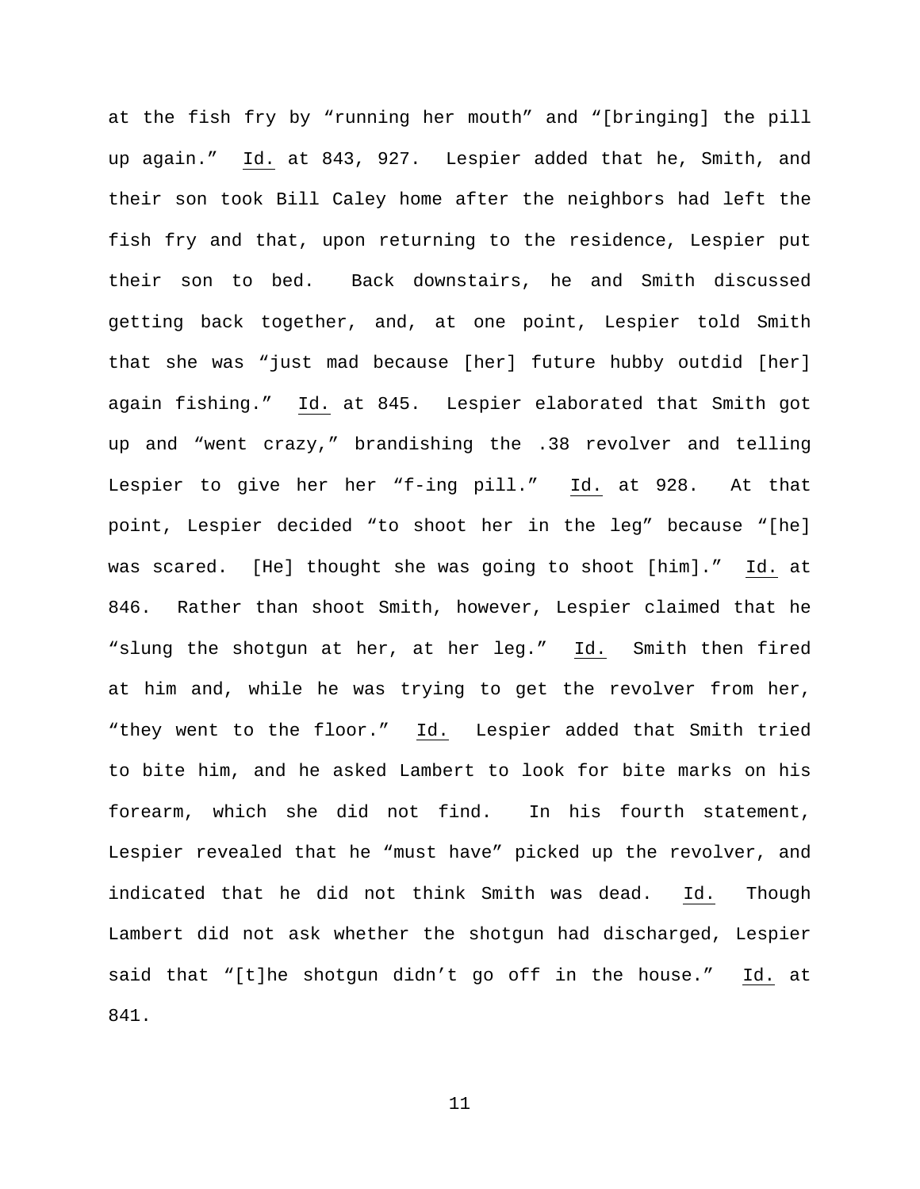at the fish fry by "running her mouth" and "[bringing] the pill up again." Id. at 843, 927. Lespier added that he, Smith, and their son took Bill Caley home after the neighbors had left the fish fry and that, upon returning to the residence, Lespier put their son to bed. Back downstairs, he and Smith discussed getting back together, and, at one point, Lespier told Smith that she was "just mad because [her] future hubby outdid [her] again fishing." Id. at 845. Lespier elaborated that Smith got up and "went crazy," brandishing the .38 revolver and telling Lespier to give her her "f-ing pill." Id. at 928. At that point, Lespier decided "to shoot her in the leg" because "[he] was scared. [He] thought she was going to shoot [him]." Id. at 846. Rather than shoot Smith, however, Lespier claimed that he "slung the shotgun at her, at her leg." Id. Smith then fired at him and, while he was trying to get the revolver from her, "they went to the floor." Id. Lespier added that Smith tried to bite him, and he asked Lambert to look for bite marks on his forearm, which she did not find. In his fourth statement, Lespier revealed that he "must have" picked up the revolver, and indicated that he did not think Smith was dead. Id. Though Lambert did not ask whether the shotgun had discharged, Lespier said that "[t]he shotgun didn't go off in the house." Id. at 841.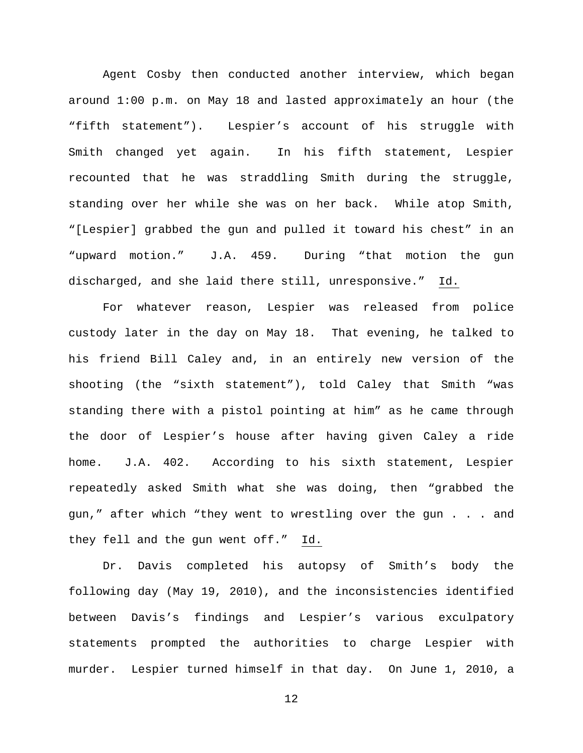Agent Cosby then conducted another interview, which began around 1:00 p.m. on May 18 and lasted approximately an hour (the "fifth statement"). Lespier's account of his struggle with Smith changed yet again. In his fifth statement, Lespier recounted that he was straddling Smith during the struggle, standing over her while she was on her back. While atop Smith, "[Lespier] grabbed the gun and pulled it toward his chest" in an "upward motion." J.A. 459. During "that motion the gun discharged, and she laid there still, unresponsive." Id.

For whatever reason, Lespier was released from police custody later in the day on May 18. That evening, he talked to his friend Bill Caley and, in an entirely new version of the shooting (the "sixth statement"), told Caley that Smith "was standing there with a pistol pointing at him" as he came through the door of Lespier's house after having given Caley a ride home. J.A. 402. According to his sixth statement, Lespier repeatedly asked Smith what she was doing, then "grabbed the gun," after which "they went to wrestling over the gun . . . and they fell and the gun went off." Id.

Dr. Davis completed his autopsy of Smith's body the following day (May 19, 2010), and the inconsistencies identified between Davis's findings and Lespier's various exculpatory statements prompted the authorities to charge Lespier with murder. Lespier turned himself in that day. On June 1, 2010, a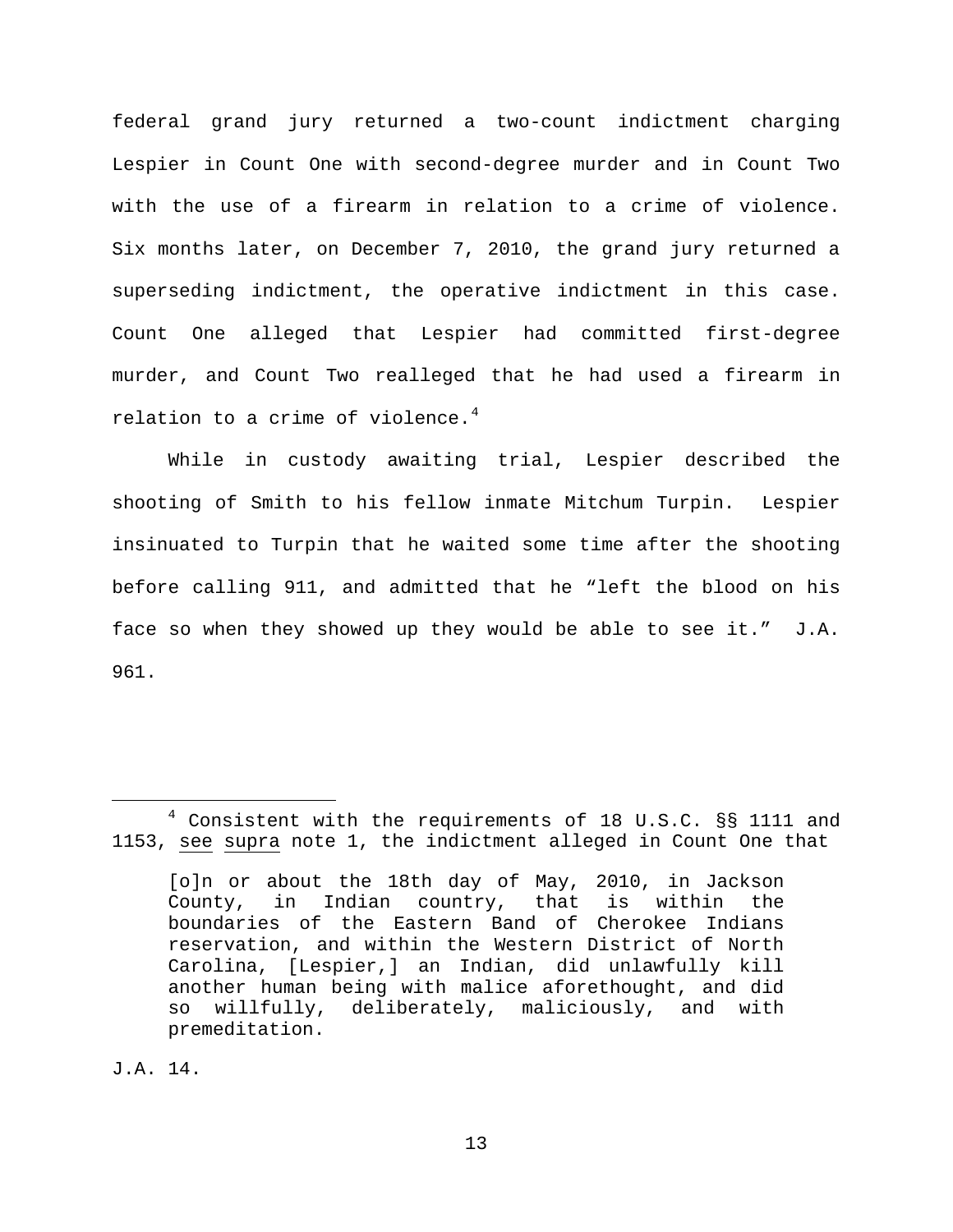federal grand jury returned a two-count indictment charging Lespier in Count One with second-degree murder and in Count Two with the use of a firearm in relation to a crime of violence. Six months later, on December 7, 2010, the grand jury returned a superseding indictment, the operative indictment in this case. Count One alleged that Lespier had committed first-degree murder, and Count Two realleged that he had used a firearm in relation to a crime of violence.[4]

While in custody awaiting trial, Lespier described the shooting of Smith to his fellow inmate Mitchum Turpin. Lespier insinuated to Turpin that he waited some time after the shooting before calling 911, and admitted that he "left the blood on his face so when they showed up they would be able to see it." J.A. 961.

---

[4] Consistent with the requirements of 18 U.S.C. §§ 1111 and 1153, see supra note 1, the indictment alleged in Count One that

> [o]n or about the 18th day of May, 2010, in Jackson County, in Indian country, that is within the boundaries of the Eastern Band of Cherokee Indians reservation, and within the Western District of North Carolina, [Lespier,] an Indian, did unlawfully kill another human being with malice aforethought, and did so willfully, deliberately, maliciously, and with premeditation.

J.A. 14.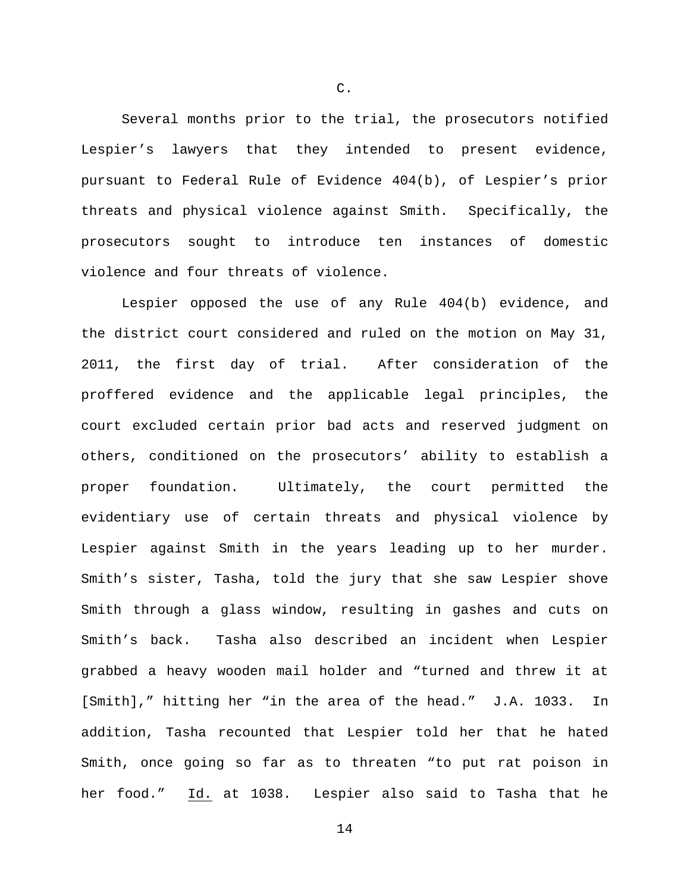C.

Several months prior to the trial, the prosecutors notified Lespier's lawyers that they intended to present evidence, pursuant to Federal Rule of Evidence 404(b), of Lespier's prior threats and physical violence against Smith. Specifically, the prosecutors sought to introduce ten instances of domestic violence and four threats of violence.

Lespier opposed the use of any Rule 404(b) evidence, and the district court considered and ruled on the motion on May 31, 2011, the first day of trial. After consideration of the proffered evidence and the applicable legal principles, the court excluded certain prior bad acts and reserved judgment on others, conditioned on the prosecutors' ability to establish a proper foundation. Ultimately, the court permitted the evidentiary use of certain threats and physical violence by Lespier against Smith in the years leading up to her murder. Smith's sister, Tasha, told the jury that she saw Lespier shove Smith through a glass window, resulting in gashes and cuts on Smith's back. Tasha also described an incident when Lespier grabbed a heavy wooden mail holder and "turned and threw it at [Smith]," hitting her "in the area of the head." J.A. 1033. In addition, Tasha recounted that Lespier told her that he hated Smith, once going so far as to threaten "to put rat poison in her food." Id. at 1038. Lespier also said to Tasha that he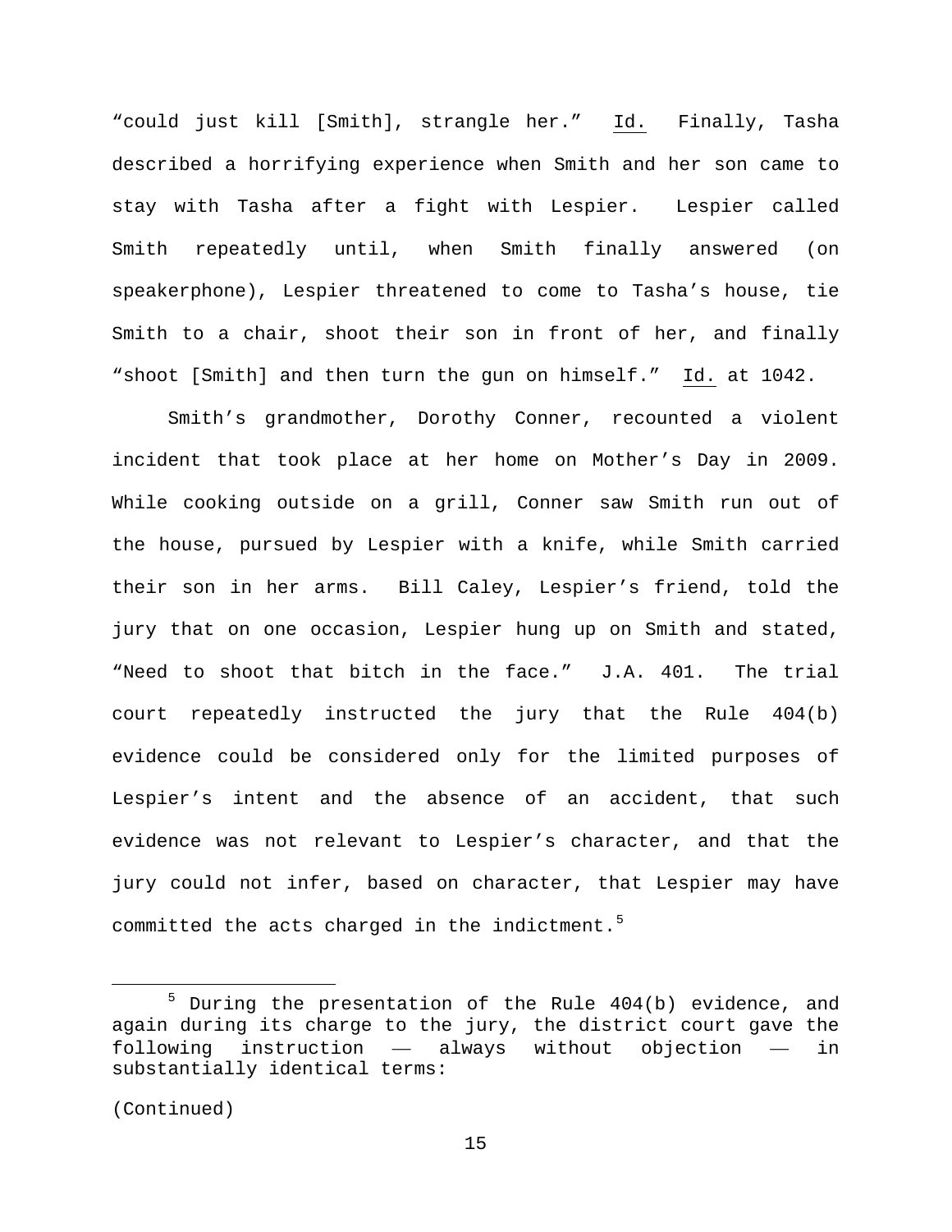"could just kill [Smith], strangle her." Id. Finally, Tasha described a horrifying experience when Smith and her son came to stay with Tasha after a fight with Lespier. Lespier called Smith repeatedly until, when Smith finally answered (on speakerphone), Lespier threatened to come to Tasha's house, tie Smith to a chair, shoot their son in front of her, and finally "shoot [Smith] and then turn the gun on himself." Id. at 1042.

Smith's grandmother, Dorothy Conner, recounted a violent incident that took place at her home on Mother's Day in 2009. While cooking outside on a grill, Conner saw Smith run out of the house, pursued by Lespier with a knife, while Smith carried their son in her arms. Bill Caley, Lespier's friend, told the jury that on one occasion, Lespier hung up on Smith and stated, "Need to shoot that bitch in the face." J.A. 401. The trial court repeatedly instructed the jury that the Rule 404(b) evidence could be considered only for the limited purposes of Lespier's intent and the absence of an accident, that such evidence was not relevant to Lespier's character, and that the jury could not infer, based on character, that Lespier may have committed the acts charged in the indictment.[5]

---

[5] During the presentation of the Rule 404(b) evidence, and again during its charge to the jury, the district court gave the following instruction — always without objection — in substantially identical terms:

(Continued)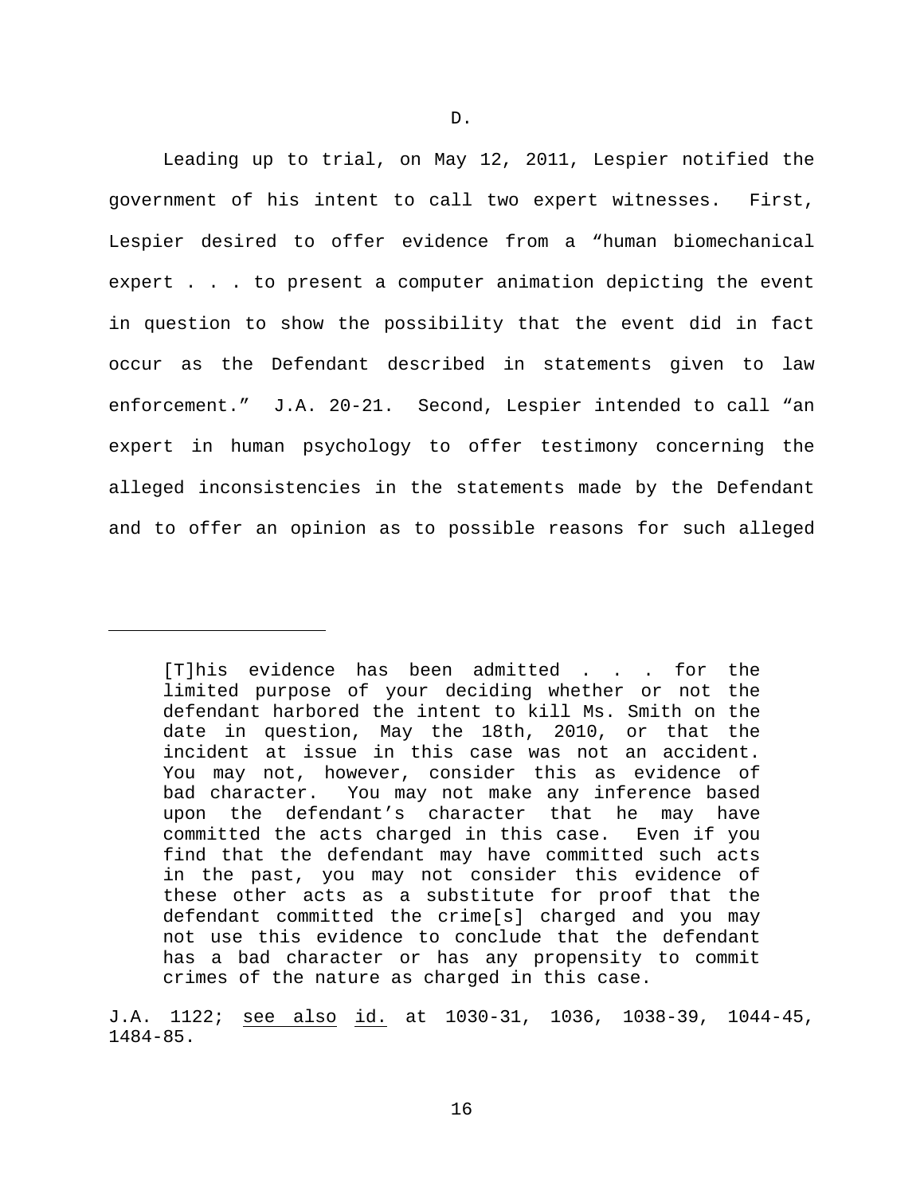D.

Leading up to trial, on May 12, 2011, Lespier notified the government of his intent to call two expert witnesses. First, Lespier desired to offer evidence from a "human biomechanical expert . . . to present a computer animation depicting the event in question to show the possibility that the event did in fact occur as the Defendant described in statements given to law enforcement." J.A. 20-21. Second, Lespier intended to call "an expert in human psychology to offer testimony concerning the alleged inconsistencies in the statements made by the Defendant and to offer an opinion as to possible reasons for such alleged

---

> [T]his evidence has been admitted . . . for the limited purpose of your deciding whether or not the defendant harbored the intent to kill Ms. Smith on the date in question, May the 18th, 2010, or that the incident at issue in this case was not an accident. You may not, however, consider this as evidence of bad character. You may not make any inference based upon the defendant's character that he may have committed the acts charged in this case. Even if you find that the defendant may have committed such acts in the past, you may not consider this evidence of these other acts as a substitute for proof that the defendant committed the crime[s] charged and you may not use this evidence to conclude that the defendant has a bad character or has any propensity to commit crimes of the nature as charged in this case.

J.A. 1122; see also id. at 1030-31, 1036, 1038-39, 1044-45, 1484-85.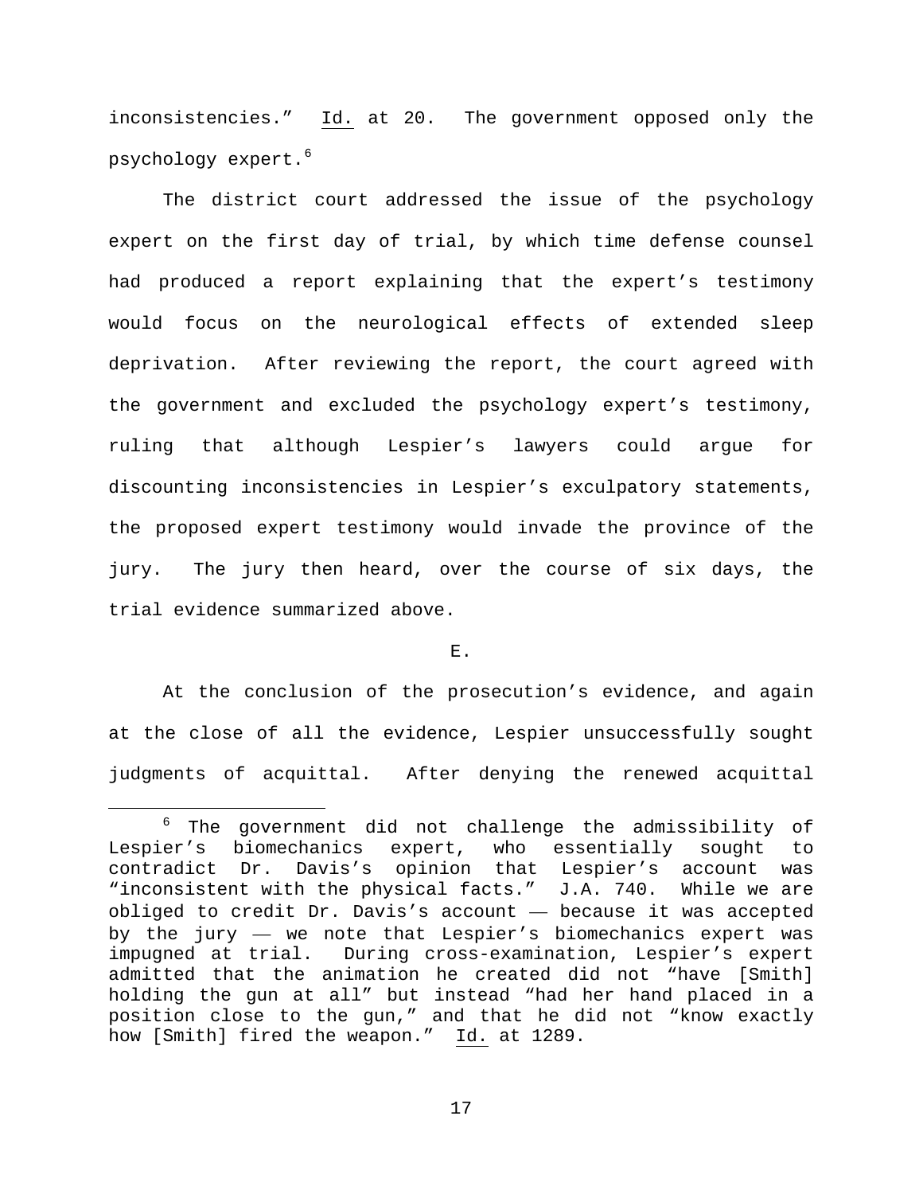inconsistencies." Id. at 20. The government opposed only the psychology expert.[6]

The district court addressed the issue of the psychology expert on the first day of trial, by which time defense counsel had produced a report explaining that the expert's testimony would focus on the neurological effects of extended sleep deprivation. After reviewing the report, the court agreed with the government and excluded the psychology expert's testimony, ruling that although Lespier's lawyers could argue for discounting inconsistencies in Lespier's exculpatory statements, the proposed expert testimony would invade the province of the jury. The jury then heard, over the course of six days, the trial evidence summarized above.

E.

At the conclusion of the prosecution's evidence, and again at the close of all the evidence, Lespier unsuccessfully sought judgments of acquittal. After denying the renewed acquittal

---

[6] The government did not challenge the admissibility of Lespier's biomechanics expert, who essentially sought to contradict Dr. Davis's opinion that Lespier's account was "inconsistent with the physical facts." J.A. 740. While we are obliged to credit Dr. Davis's account — because it was accepted by the jury — we note that Lespier's biomechanics expert was impugned at trial. During cross-examination, Lespier's expert admitted that the animation he created did not "have [Smith] holding the gun at all" but instead "had her hand placed in a position close to the gun," and that he did not "know exactly how [Smith] fired the weapon." Id. at 1289.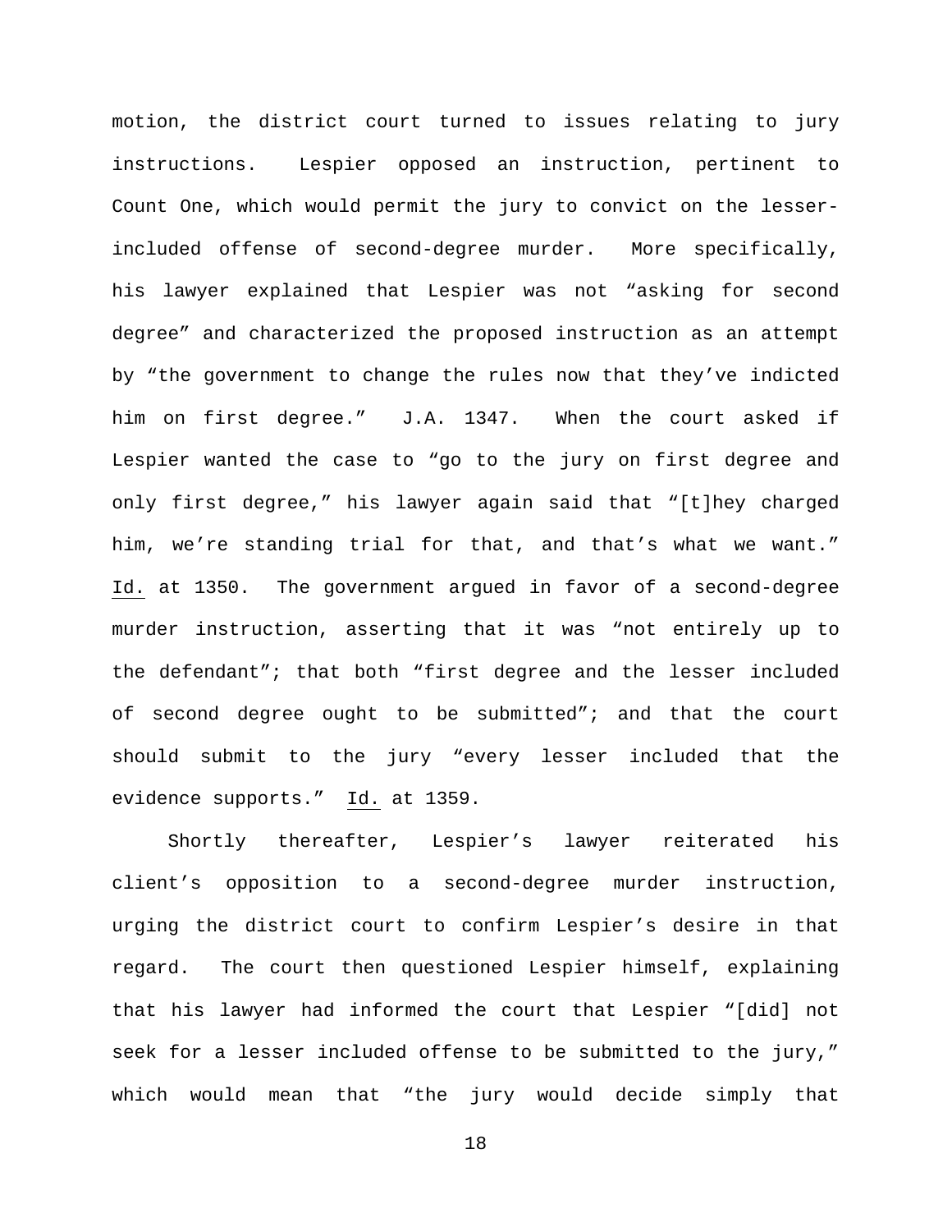motion, the district court turned to issues relating to jury instructions. Lespier opposed an instruction, pertinent to Count One, which would permit the jury to convict on the lesser-included offense of second-degree murder. More specifically, his lawyer explained that Lespier was not "asking for second degree" and characterized the proposed instruction as an attempt by "the government to change the rules now that they've indicted him on first degree." J.A. 1347. When the court asked if Lespier wanted the case to "go to the jury on first degree and only first degree," his lawyer again said that "[t]hey charged him, we're standing trial for that, and that's what we want." Id. at 1350. The government argued in favor of a second-degree murder instruction, asserting that it was "not entirely up to the defendant"; that both "first degree and the lesser included of second degree ought to be submitted"; and that the court should submit to the jury "every lesser included that the evidence supports." Id. at 1359.

Shortly thereafter, Lespier's lawyer reiterated his client's opposition to a second-degree murder instruction, urging the district court to confirm Lespier's desire in that regard. The court then questioned Lespier himself, explaining that his lawyer had informed the court that Lespier "[did] not seek for a lesser included offense to be submitted to the jury," which would mean that "the jury would decide simply that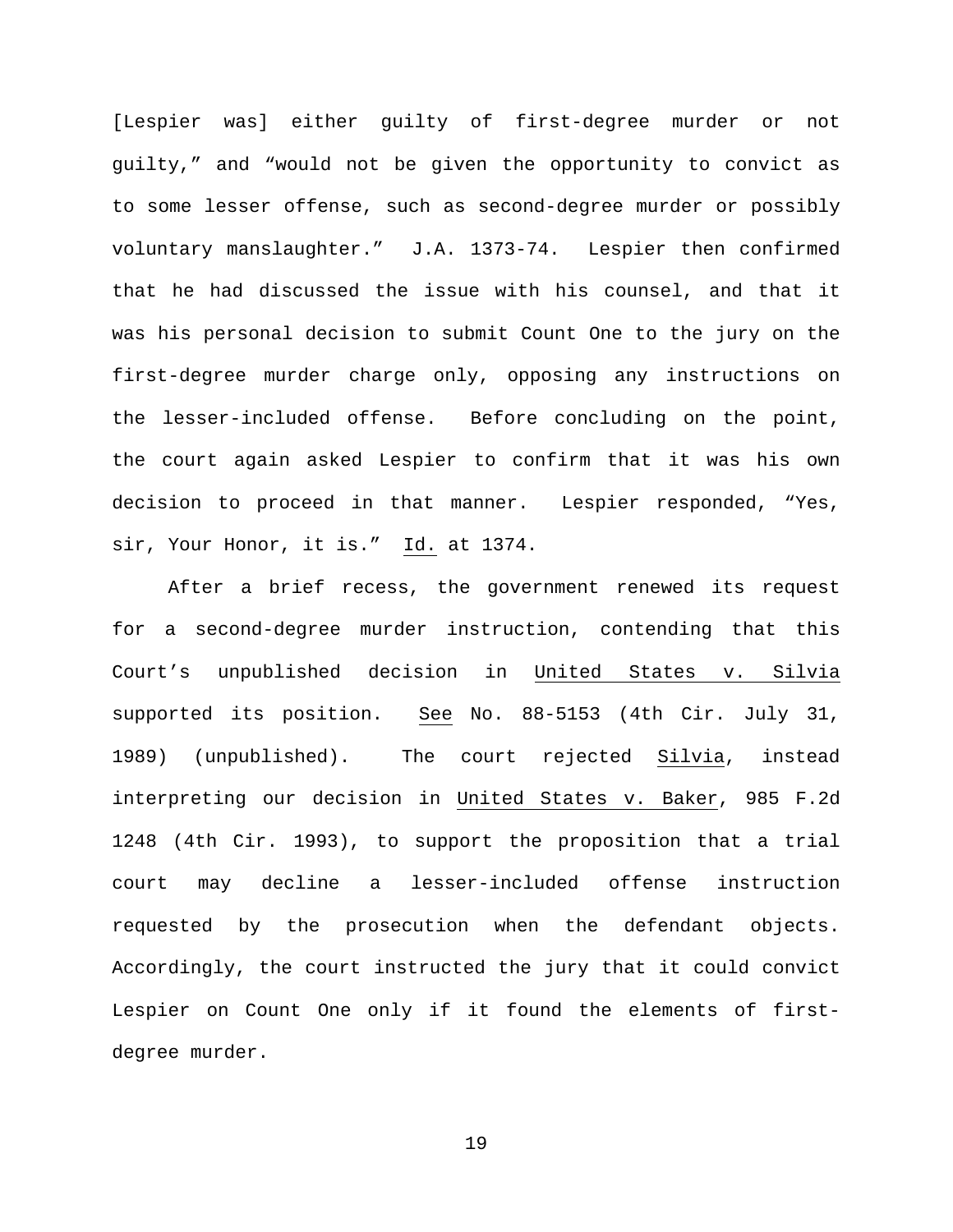[Lespier was] either guilty of first-degree murder or not guilty," and "would not be given the opportunity to convict as to some lesser offense, such as second-degree murder or possibly voluntary manslaughter." J.A. 1373-74. Lespier then confirmed that he had discussed the issue with his counsel, and that it was his personal decision to submit Count One to the jury on the first-degree murder charge only, opposing any instructions on the lesser-included offense. Before concluding on the point, the court again asked Lespier to confirm that it was his own decision to proceed in that manner. Lespier responded, "Yes, sir, Your Honor, it is." Id. at 1374.

After a brief recess, the government renewed its request for a second-degree murder instruction, contending that this Court's unpublished decision in United States v. Silvia supported its position. See No. 88-5153 (4th Cir. July 31, 1989) (unpublished). The court rejected Silvia, instead interpreting our decision in United States v. Baker, 985 F.2d 1248 (4th Cir. 1993), to support the proposition that a trial court may decline a lesser-included offense instruction requested by the prosecution when the defendant objects. Accordingly, the court instructed the jury that it could convict Lespier on Count One only if it found the elements of first-degree murder.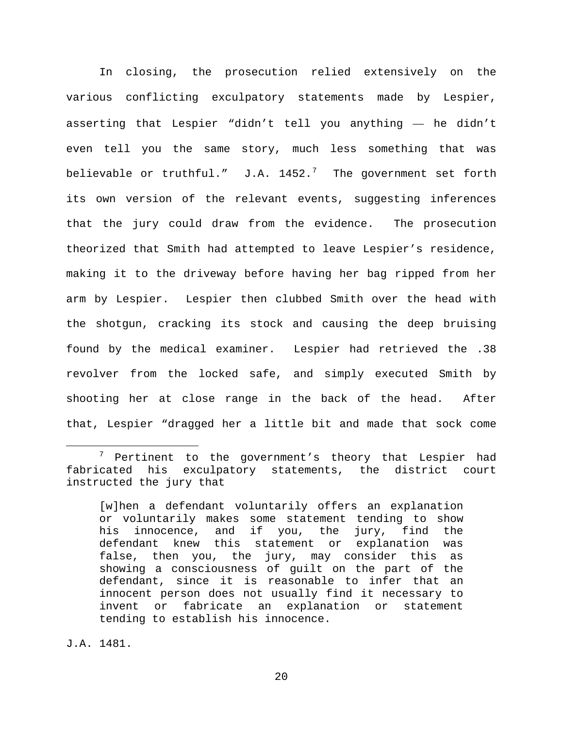In closing, the prosecution relied extensively on the various conflicting exculpatory statements made by Lespier, asserting that Lespier "didn't tell you anything –– he didn't even tell you the same story, much less something that was believable or truthful." J.A. 1452.[7] The government set forth its own version of the relevant events, suggesting inferences that the jury could draw from the evidence. The prosecution theorized that Smith had attempted to leave Lespier's residence, making it to the driveway before having her bag ripped from her arm by Lespier. Lespier then clubbed Smith over the head with the shotgun, cracking its stock and causing the deep bruising found by the medical examiner. Lespier had retrieved the .38 revolver from the locked safe, and simply executed Smith by shooting her at close range in the back of the head. After that, Lespier "dragged her a little bit and made that sock come

---

[7] Pertinent to the government's theory that Lespier had fabricated his exculpatory statements, the district court instructed the jury that

> [w]hen a defendant voluntarily offers an explanation or voluntarily makes some statement tending to show his innocence, and if you, the jury, find the defendant knew this statement or explanation was false, then you, the jury, may consider this as showing a consciousness of guilt on the part of the defendant, since it is reasonable to infer that an innocent person does not usually find it necessary to invent or fabricate an explanation or statement tending to establish his innocence.

J.A. 1481.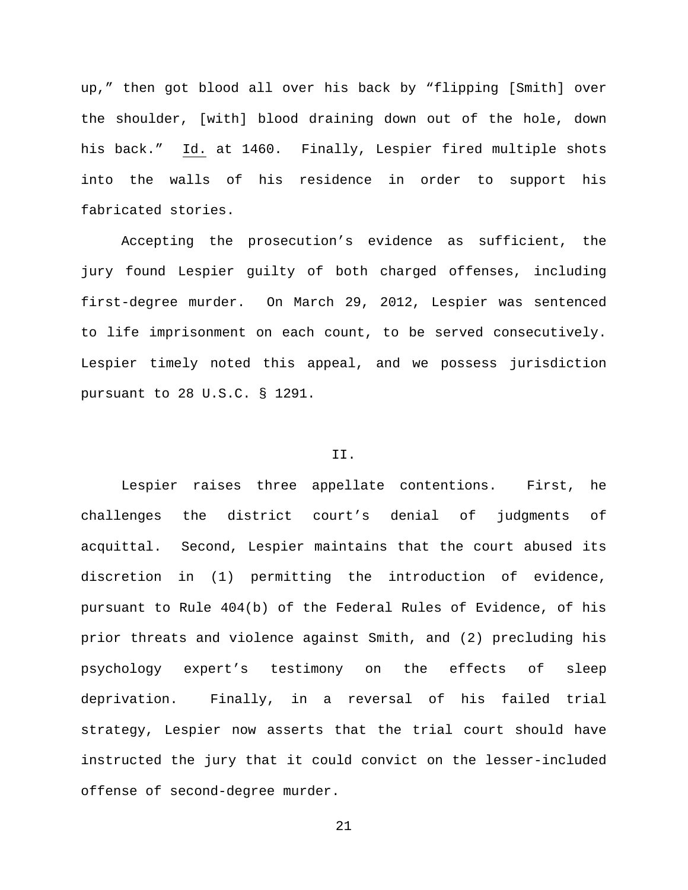up," then got blood all over his back by "flipping [Smith] over the shoulder, [with] blood draining down out of the hole, down his back." Id. at 1460. Finally, Lespier fired multiple shots into the walls of his residence in order to support his fabricated stories.

Accepting the prosecution's evidence as sufficient, the jury found Lespier guilty of both charged offenses, including first-degree murder. On March 29, 2012, Lespier was sentenced to life imprisonment on each count, to be served consecutively. Lespier timely noted this appeal, and we possess jurisdiction pursuant to 28 U.S.C. § 1291.

## II.

Lespier raises three appellate contentions. First, he challenges the district court's denial of judgments of acquittal. Second, Lespier maintains that the court abused its discretion in (1) permitting the introduction of evidence, pursuant to Rule 404(b) of the Federal Rules of Evidence, of his prior threats and violence against Smith, and (2) precluding his psychology expert's testimony on the effects of sleep deprivation. Finally, in a reversal of his failed trial strategy, Lespier now asserts that the trial court should have instructed the jury that it could convict on the lesser-included offense of second-degree murder.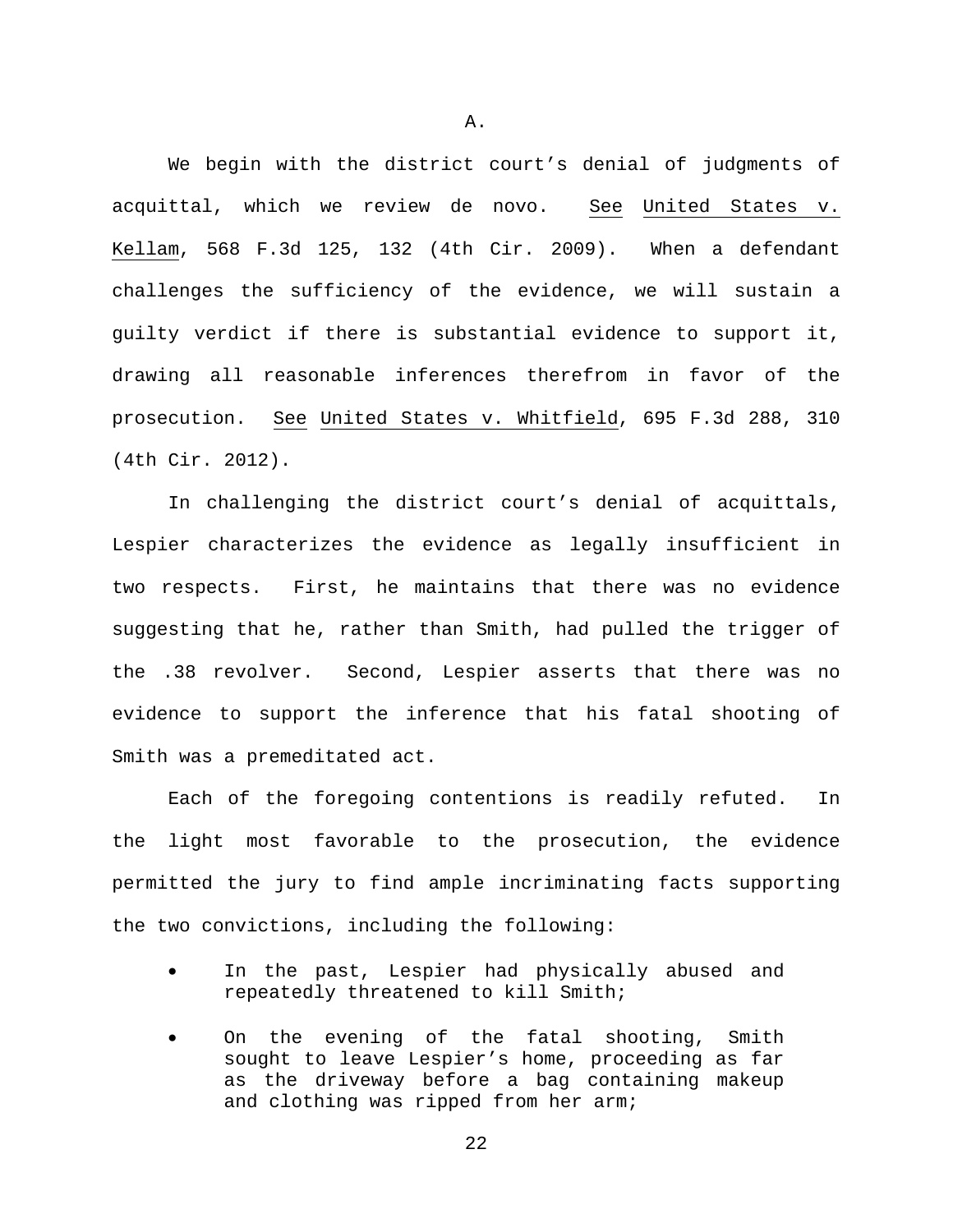## A.

We begin with the district court's denial of judgments of acquittal, which we review de novo. See United States v. Kellam, 568 F.3d 125, 132 (4th Cir. 2009). When a defendant challenges the sufficiency of the evidence, we will sustain a guilty verdict if there is substantial evidence to support it, drawing all reasonable inferences therefrom in favor of the prosecution. See United States v. Whitfield, 695 F.3d 288, 310 (4th Cir. 2012).

In challenging the district court's denial of acquittals, Lespier characterizes the evidence as legally insufficient in two respects. First, he maintains that there was no evidence suggesting that he, rather than Smith, had pulled the trigger of the .38 revolver. Second, Lespier asserts that there was no evidence to support the inference that his fatal shooting of Smith was a premeditated act.

Each of the foregoing contentions is readily refuted. In the light most favorable to the prosecution, the evidence permitted the jury to find ample incriminating facts supporting the two convictions, including the following:

- In the past, Lespier had physically abused and repeatedly threatened to kill Smith;
- On the evening of the fatal shooting, Smith sought to leave Lespier's home, proceeding as far as the driveway before a bag containing makeup and clothing was ripped from her arm;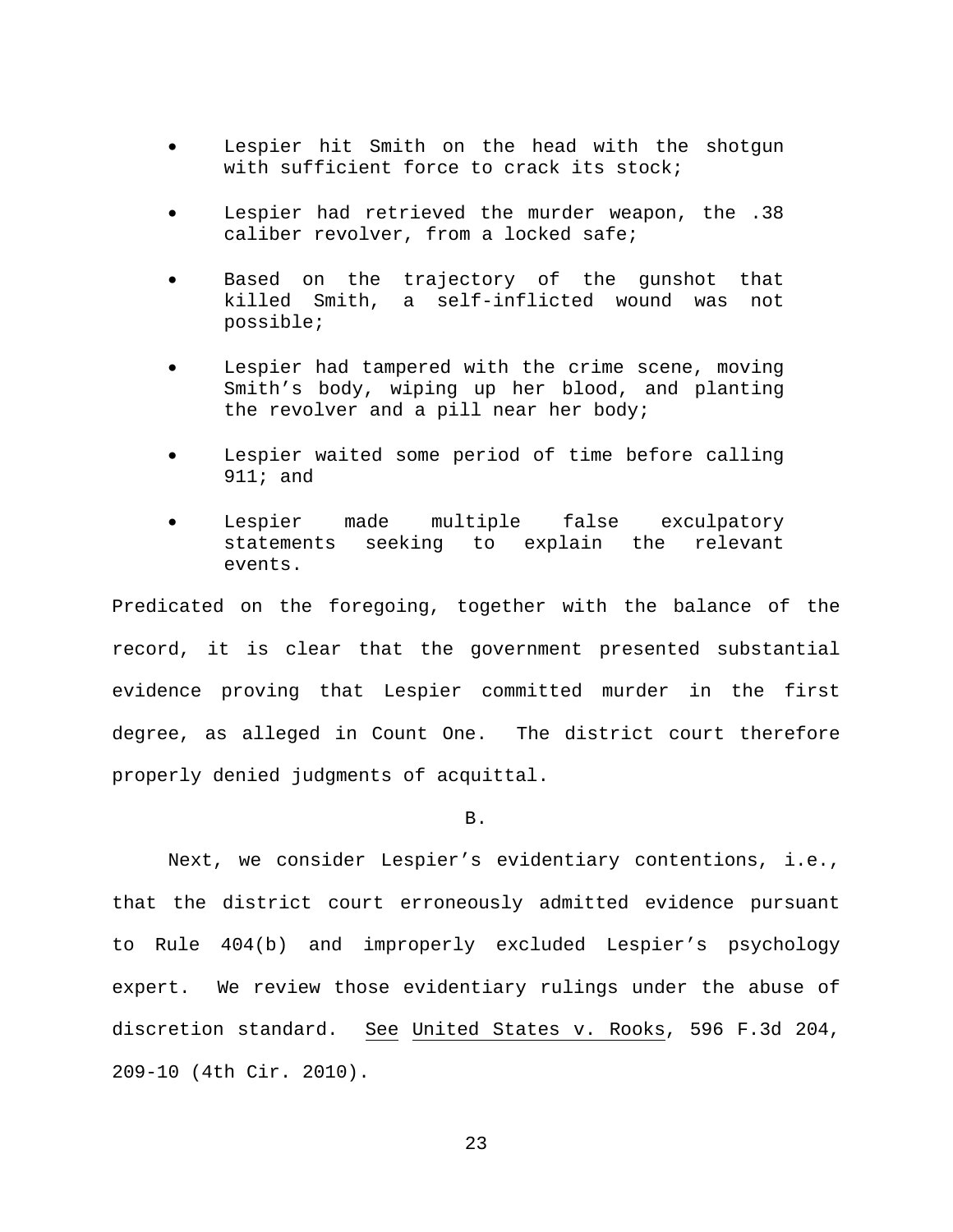- Lespier hit Smith on the head with the shotgun with sufficient force to crack its stock;
- Lespier had retrieved the murder weapon, the .38 caliber revolver, from a locked safe;
- Based on the trajectory of the gunshot that killed Smith, a self-inflicted wound was not possible;
- Lespier had tampered with the crime scene, moving Smith's body, wiping up her blood, and planting the revolver and a pill near her body;
- Lespier waited some period of time before calling 911; and
- Lespier made multiple false exculpatory statements seeking to explain the relevant events.

Predicated on the foregoing, together with the balance of the record, it is clear that the government presented substantial evidence proving that Lespier committed murder in the first degree, as alleged in Count One. The district court therefore properly denied judgments of acquittal.

B.

Next, we consider Lespier's evidentiary contentions, i.e., that the district court erroneously admitted evidence pursuant to Rule 404(b) and improperly excluded Lespier's psychology expert. We review those evidentiary rulings under the abuse of discretion standard. See United States v. Rooks, 596 F.3d 204, 209-10 (4th Cir. 2010).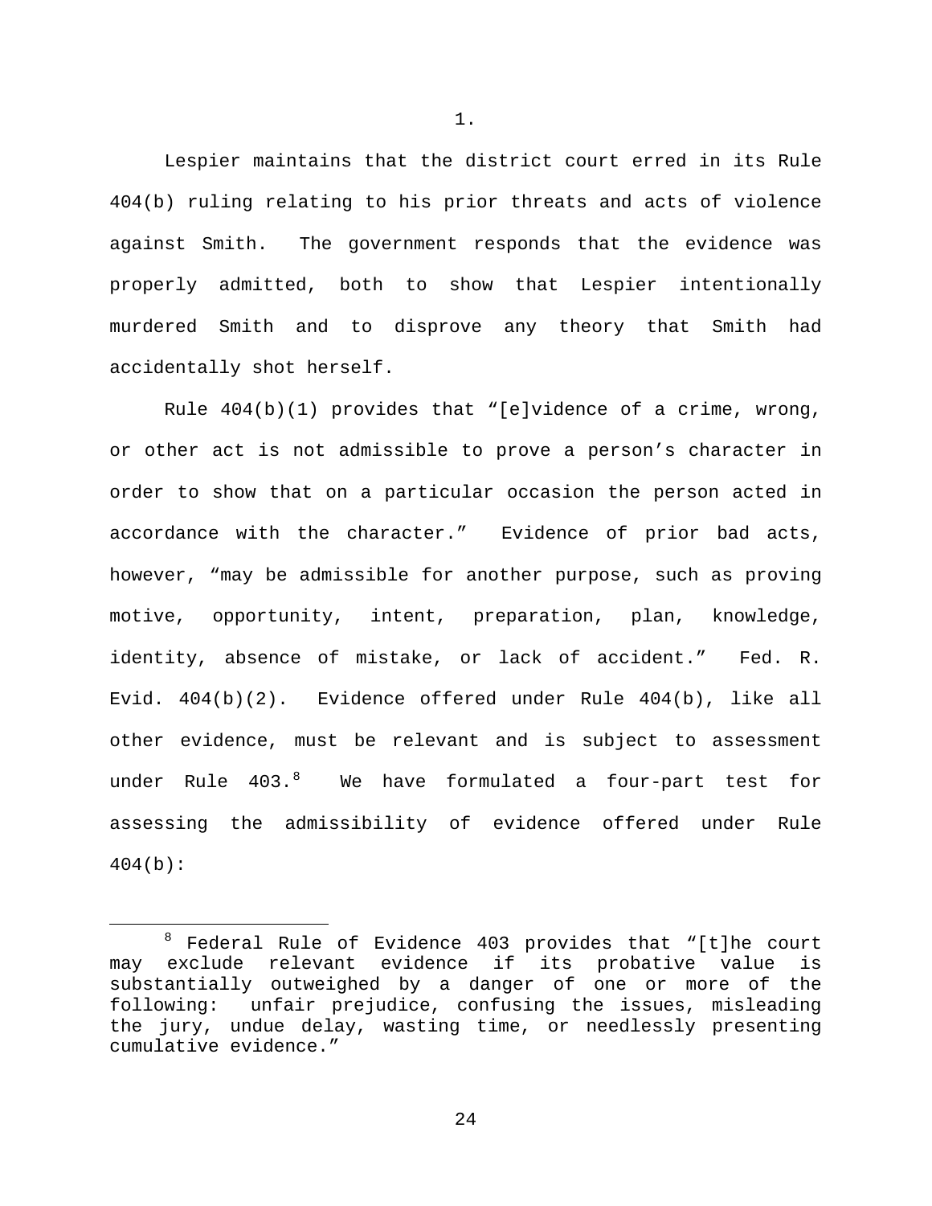1.

Lespier maintains that the district court erred in its Rule 404(b) ruling relating to his prior threats and acts of violence against Smith. The government responds that the evidence was properly admitted, both to show that Lespier intentionally murdered Smith and to disprove any theory that Smith had accidentally shot herself.

Rule 404(b)(1) provides that "[e]vidence of a crime, wrong, or other act is not admissible to prove a person's character in order to show that on a particular occasion the person acted in accordance with the character." Evidence of prior bad acts, however, "may be admissible for another purpose, such as proving motive, opportunity, intent, preparation, plan, knowledge, identity, absence of mistake, or lack of accident." Fed. R. Evid. 404(b)(2). Evidence offered under Rule 404(b), like all other evidence, must be relevant and is subject to assessment under Rule 403.[8] We have formulated a four-part test for assessing the admissibility of evidence offered under Rule 404(b):

---

[8] Federal Rule of Evidence 403 provides that "[t]he court may exclude relevant evidence if its probative value is substantially outweighed by a danger of one or more of the following: unfair prejudice, confusing the issues, misleading the jury, undue delay, wasting time, or needlessly presenting cumulative evidence."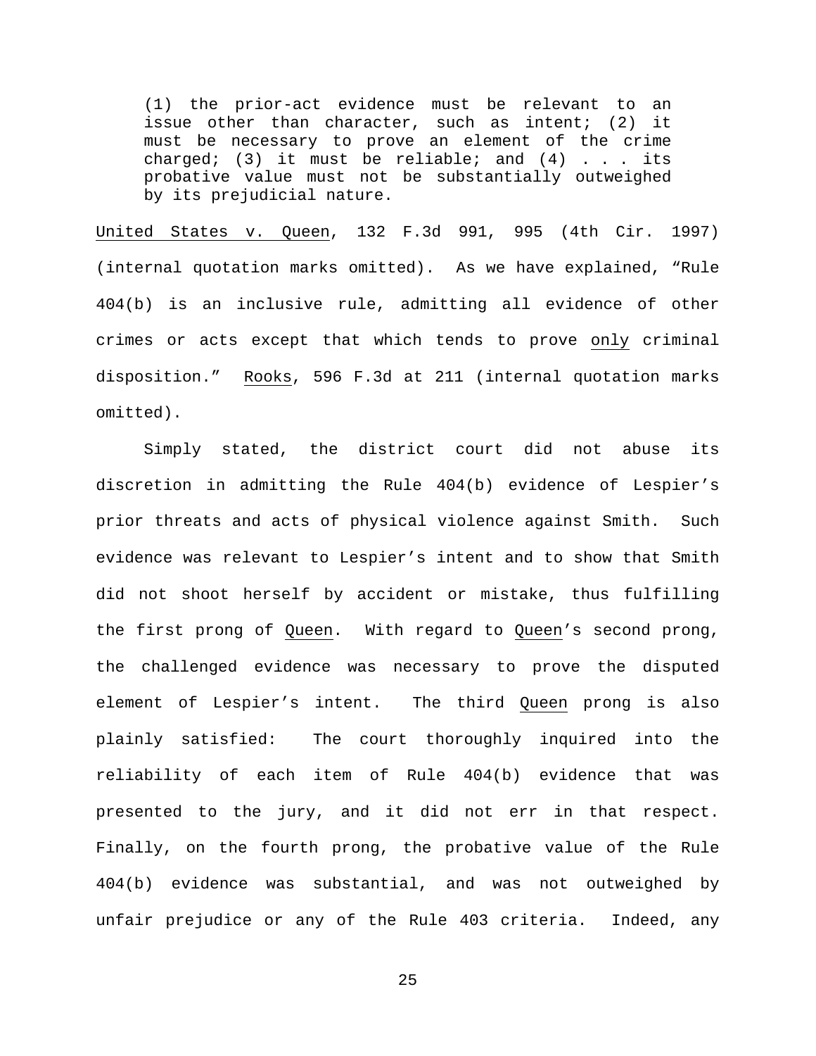> (1) the prior-act evidence must be relevant to an issue other than character, such as intent; (2) it must be necessary to prove an element of the crime charged; (3) it must be reliable; and (4) . . . its probative value must not be substantially outweighed by its prejudicial nature.

United States v. Queen, 132 F.3d 991, 995 (4th Cir. 1997) (internal quotation marks omitted). As we have explained, "Rule 404(b) is an inclusive rule, admitting all evidence of other crimes or acts except that which tends to prove only criminal disposition." Rooks, 596 F.3d at 211 (internal quotation marks omitted).

Simply stated, the district court did not abuse its discretion in admitting the Rule 404(b) evidence of Lespier's prior threats and acts of physical violence against Smith. Such evidence was relevant to Lespier's intent and to show that Smith did not shoot herself by accident or mistake, thus fulfilling the first prong of Queen. With regard to Queen's second prong, the challenged evidence was necessary to prove the disputed element of Lespier's intent. The third Queen prong is also plainly satisfied: The court thoroughly inquired into the reliability of each item of Rule 404(b) evidence that was presented to the jury, and it did not err in that respect. Finally, on the fourth prong, the probative value of the Rule 404(b) evidence was substantial, and was not outweighed by unfair prejudice or any of the Rule 403 criteria. Indeed, any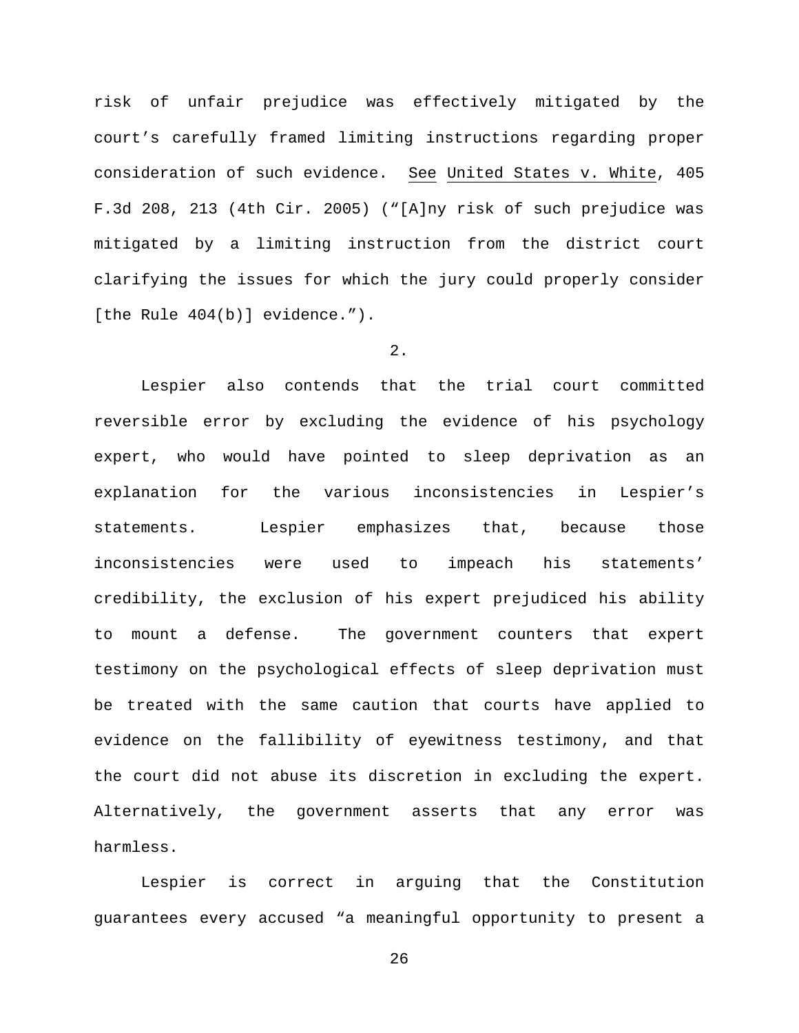risk of unfair prejudice was effectively mitigated by the court's carefully framed limiting instructions regarding proper consideration of such evidence. See United States v. White, 405 F.3d 208, 213 (4th Cir. 2005) ("[A]ny risk of such prejudice was mitigated by a limiting instruction from the district court clarifying the issues for which the jury could properly consider [the Rule 404(b)] evidence.").

2.

Lespier also contends that the trial court committed reversible error by excluding the evidence of his psychology expert, who would have pointed to sleep deprivation as an explanation for the various inconsistencies in Lespier's statements. Lespier emphasizes that, because those inconsistencies were used to impeach his statements' credibility, the exclusion of his expert prejudiced his ability to mount a defense. The government counters that expert testimony on the psychological effects of sleep deprivation must be treated with the same caution that courts have applied to evidence on the fallibility of eyewitness testimony, and that the court did not abuse its discretion in excluding the expert. Alternatively, the government asserts that any error was harmless.

Lespier is correct in arguing that the Constitution guarantees every accused "a meaningful opportunity to present a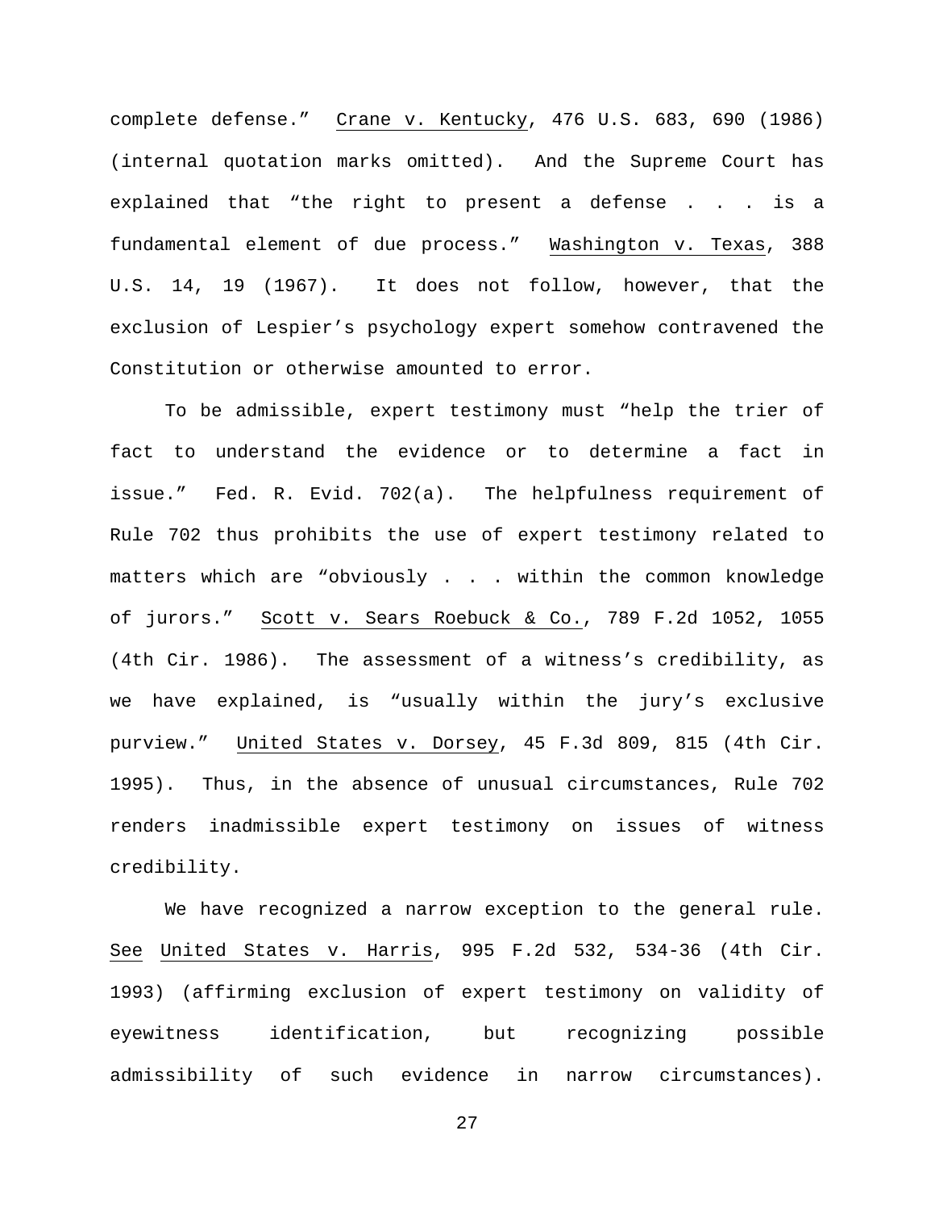complete defense." Crane v. Kentucky, 476 U.S. 683, 690 (1986) (internal quotation marks omitted). And the Supreme Court has explained that "the right to present a defense . . . is a fundamental element of due process." Washington v. Texas, 388 U.S. 14, 19 (1967). It does not follow, however, that the exclusion of Lespier's psychology expert somehow contravened the Constitution or otherwise amounted to error.

To be admissible, expert testimony must "help the trier of fact to understand the evidence or to determine a fact in issue." Fed. R. Evid. 702(a). The helpfulness requirement of Rule 702 thus prohibits the use of expert testimony related to matters which are "obviously . . . within the common knowledge of jurors." Scott v. Sears Roebuck & Co., 789 F.2d 1052, 1055 (4th Cir. 1986). The assessment of a witness's credibility, as we have explained, is "usually within the jury's exclusive purview." United States v. Dorsey, 45 F.3d 809, 815 (4th Cir. 1995). Thus, in the absence of unusual circumstances, Rule 702 renders inadmissible expert testimony on issues of witness credibility.

We have recognized a narrow exception to the general rule. See United States v. Harris, 995 F.2d 532, 534-36 (4th Cir. 1993) (affirming exclusion of expert testimony on validity of eyewitness identification, but recognizing possible admissibility of such evidence in narrow circumstances).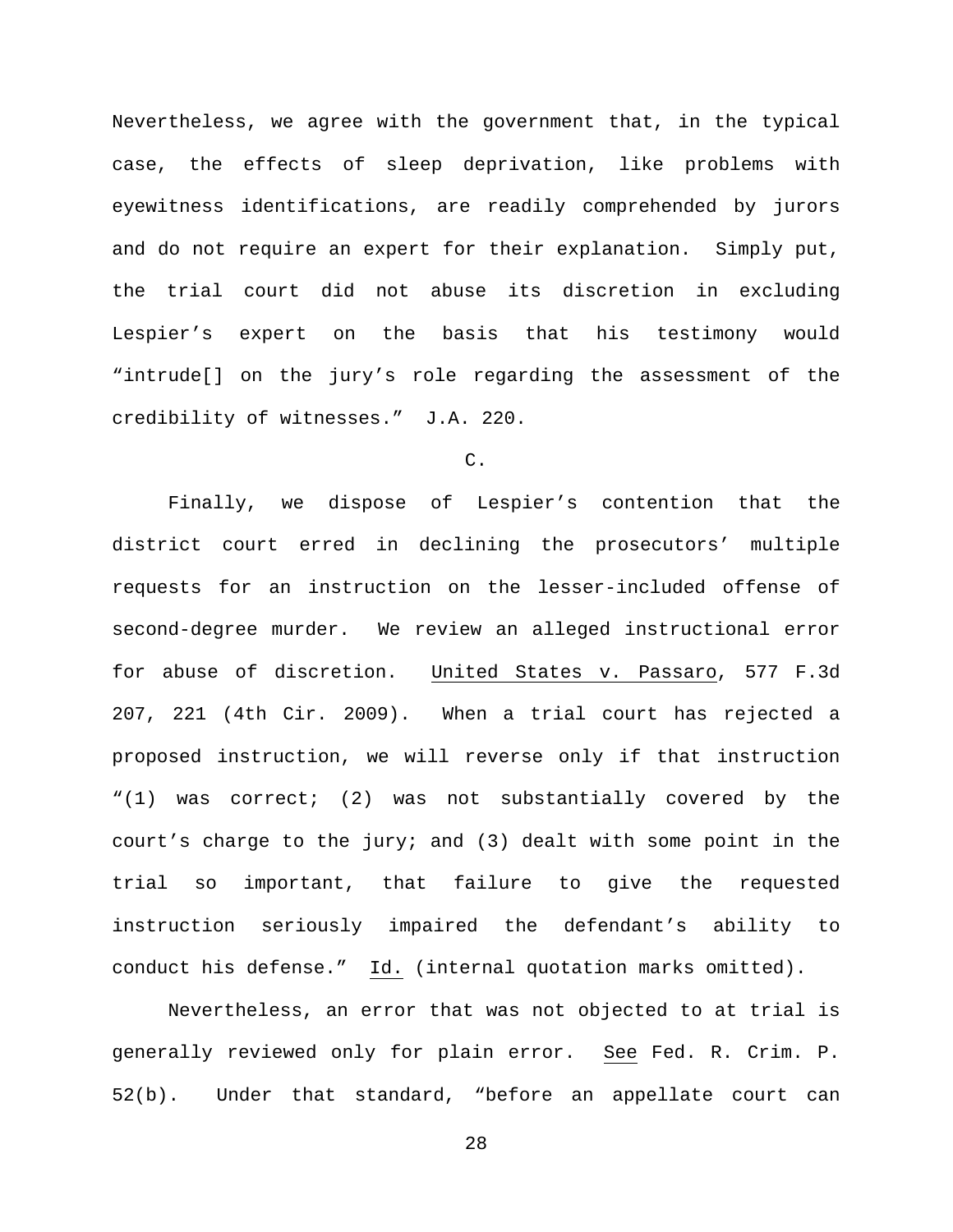Nevertheless, we agree with the government that, in the typical case, the effects of sleep deprivation, like problems with eyewitness identifications, are readily comprehended by jurors and do not require an expert for their explanation. Simply put, the trial court did not abuse its discretion in excluding Lespier's expert on the basis that his testimony would "intrude[] on the jury's role regarding the assessment of the credibility of witnesses." J.A. 220.

C.

Finally, we dispose of Lespier's contention that the district court erred in declining the prosecutors' multiple requests for an instruction on the lesser-included offense of second-degree murder. We review an alleged instructional error for abuse of discretion. United States v. Passaro, 577 F.3d 207, 221 (4th Cir. 2009). When a trial court has rejected a proposed instruction, we will reverse only if that instruction "(1) was correct; (2) was not substantially covered by the court's charge to the jury; and (3) dealt with some point in the trial so important, that failure to give the requested instruction seriously impaired the defendant's ability to conduct his defense." Id. (internal quotation marks omitted).

Nevertheless, an error that was not objected to at trial is generally reviewed only for plain error. See Fed. R. Crim. P. 52(b). Under that standard, "before an appellate court can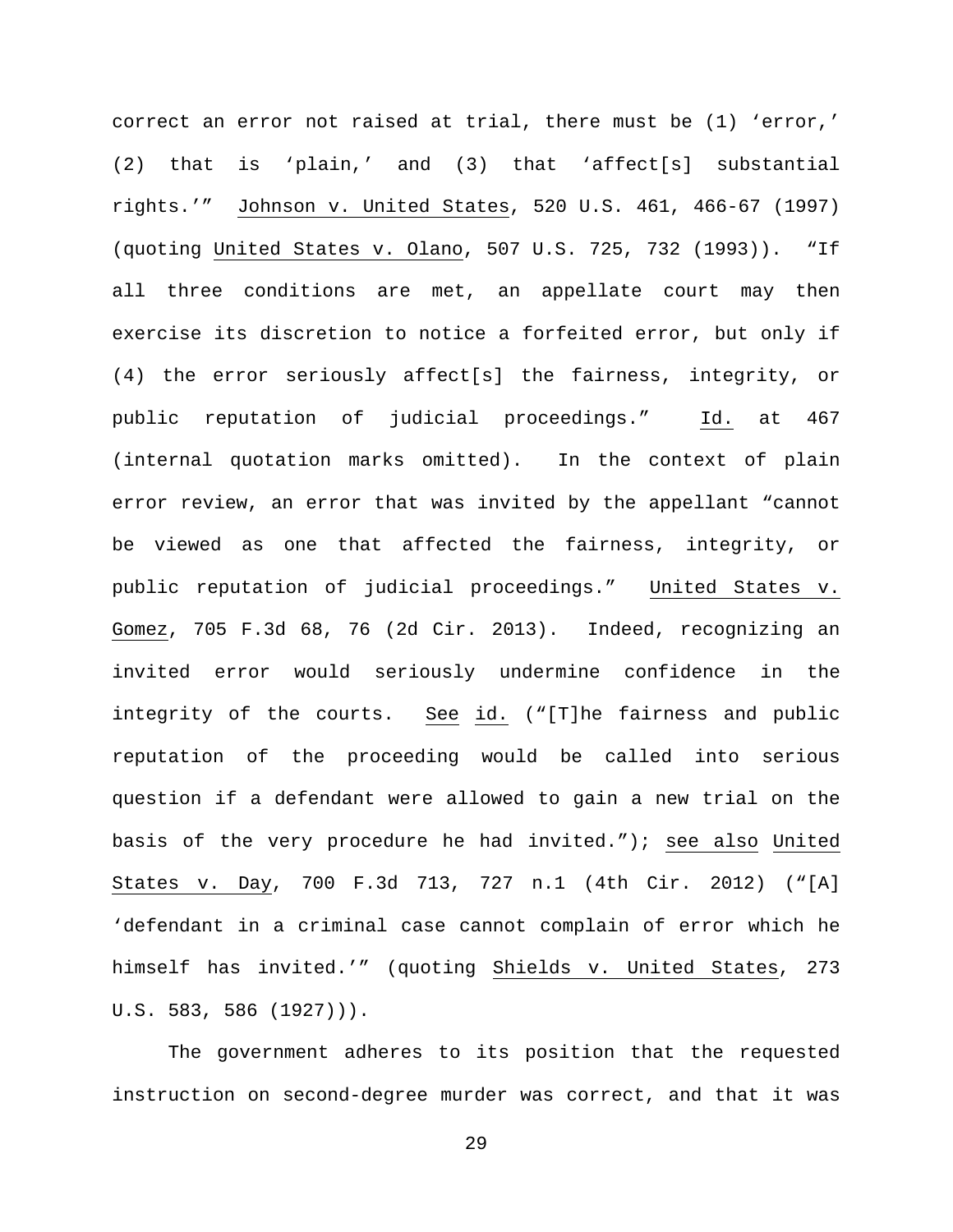correct an error not raised at trial, there must be (1) 'error,' (2) that is 'plain,' and (3) that 'affect[s] substantial rights.'" Johnson v. United States, 520 U.S. 461, 466-67 (1997) (quoting United States v. Olano, 507 U.S. 725, 732 (1993)). "If all three conditions are met, an appellate court may then exercise its discretion to notice a forfeited error, but only if (4) the error seriously affect[s] the fairness, integrity, or public reputation of judicial proceedings." Id. at 467 (internal quotation marks omitted). In the context of plain error review, an error that was invited by the appellant "cannot be viewed as one that affected the fairness, integrity, or public reputation of judicial proceedings." United States v. Gomez, 705 F.3d 68, 76 (2d Cir. 2013). Indeed, recognizing an invited error would seriously undermine confidence in the integrity of the courts. See id. ("[T]he fairness and public reputation of the proceeding would be called into serious question if a defendant were allowed to gain a new trial on the basis of the very procedure he had invited."); see also United States v. Day, 700 F.3d 713, 727 n.1 (4th Cir. 2012) ("[A] 'defendant in a criminal case cannot complain of error which he himself has invited.'" (quoting Shields v. United States, 273 U.S. 583, 586 (1927))).

The government adheres to its position that the requested instruction on second-degree murder was correct, and that it was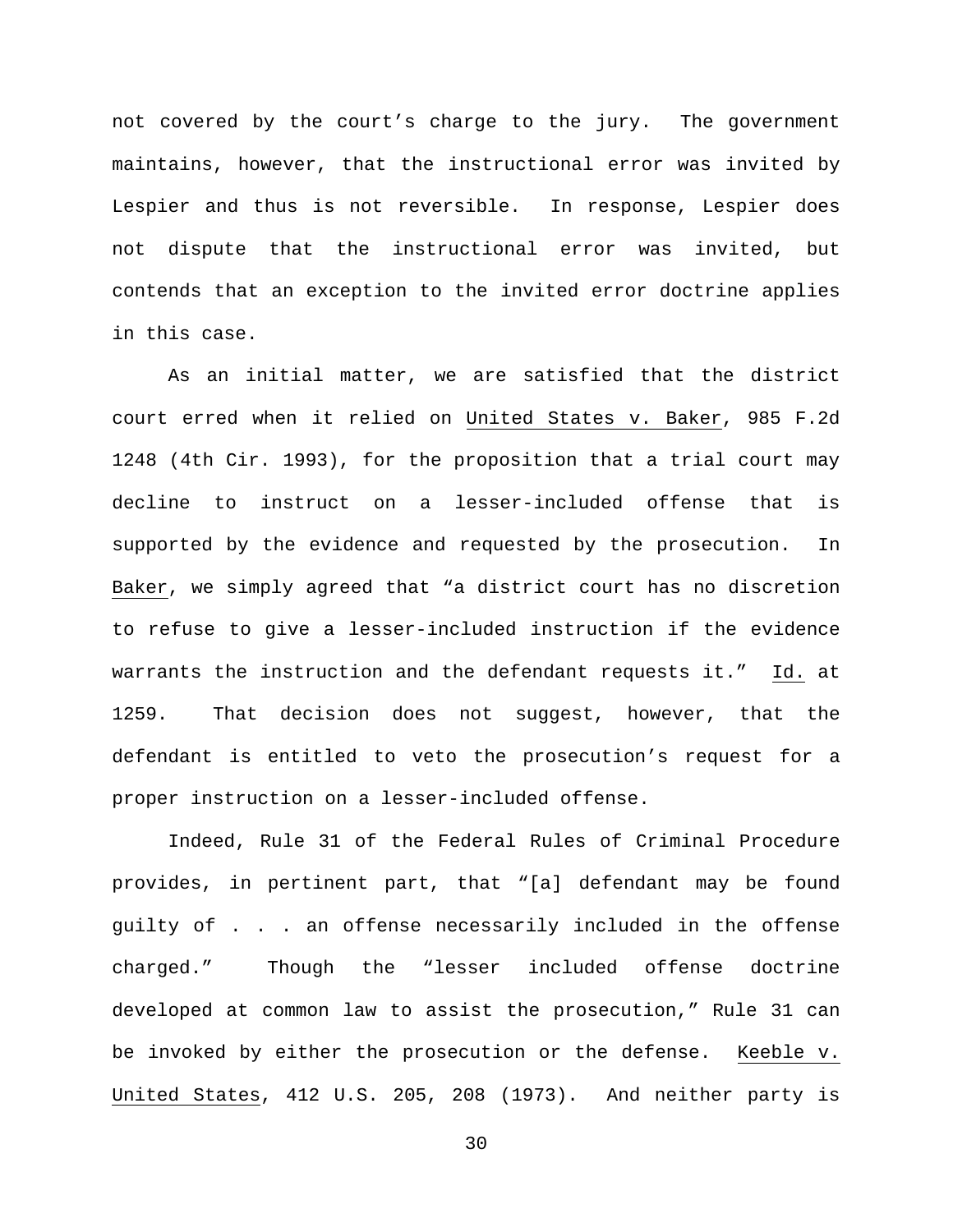not covered by the court's charge to the jury. The government maintains, however, that the instructional error was invited by Lespier and thus is not reversible. In response, Lespier does not dispute that the instructional error was invited, but contends that an exception to the invited error doctrine applies in this case.

As an initial matter, we are satisfied that the district court erred when it relied on United States v. Baker, 985 F.2d 1248 (4th Cir. 1993), for the proposition that a trial court may decline to instruct on a lesser-included offense that is supported by the evidence and requested by the prosecution. In Baker, we simply agreed that "a district court has no discretion to refuse to give a lesser-included instruction if the evidence warrants the instruction and the defendant requests it." Id. at 1259. That decision does not suggest, however, that the defendant is entitled to veto the prosecution's request for a proper instruction on a lesser-included offense.

Indeed, Rule 31 of the Federal Rules of Criminal Procedure provides, in pertinent part, that "[a] defendant may be found guilty of . . . an offense necessarily included in the offense charged." Though the "lesser included offense doctrine developed at common law to assist the prosecution," Rule 31 can be invoked by either the prosecution or the defense. Keeble v. United States, 412 U.S. 205, 208 (1973). And neither party is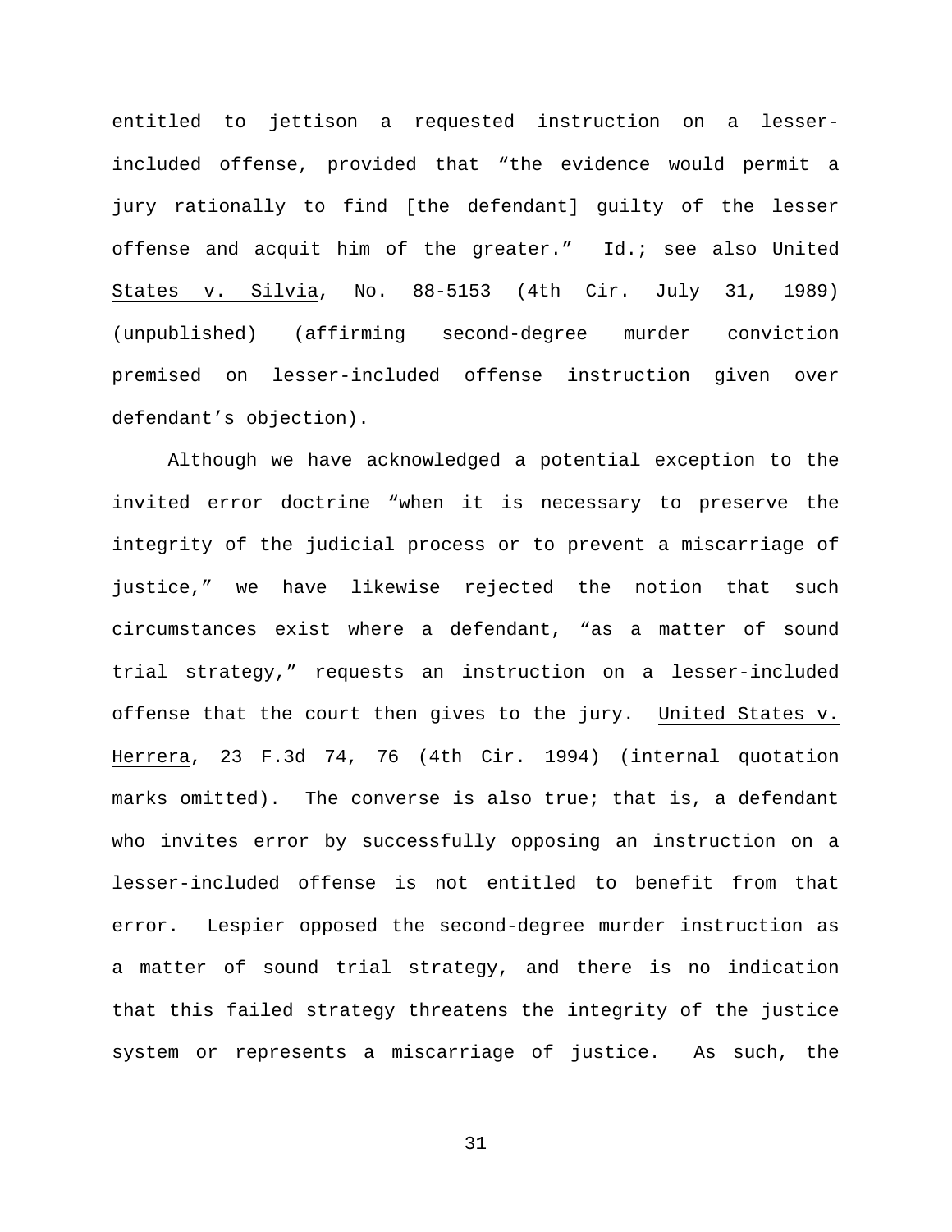entitled to jettison a requested instruction on a lesser-included offense, provided that "the evidence would permit a jury rationally to find [the defendant] guilty of the lesser offense and acquit him of the greater." Id.; see also United States v. Silvia, No. 88-5153 (4th Cir. July 31, 1989) (unpublished) (affirming second-degree murder conviction premised on lesser-included offense instruction given over defendant's objection).

Although we have acknowledged a potential exception to the invited error doctrine "when it is necessary to preserve the integrity of the judicial process or to prevent a miscarriage of justice," we have likewise rejected the notion that such circumstances exist where a defendant, "as a matter of sound trial strategy," requests an instruction on a lesser-included offense that the court then gives to the jury. United States v. Herrera, 23 F.3d 74, 76 (4th Cir. 1994) (internal quotation marks omitted). The converse is also true; that is, a defendant who invites error by successfully opposing an instruction on a lesser-included offense is not entitled to benefit from that error. Lespier opposed the second-degree murder instruction as a matter of sound trial strategy, and there is no indication that this failed strategy threatens the integrity of the justice system or represents a miscarriage of justice. As such, the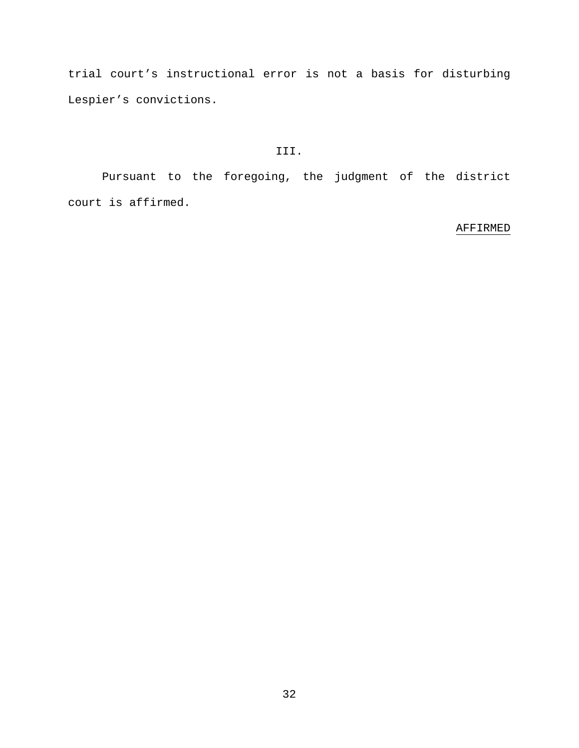trial court’s instructional error is not a basis for disturbing Lespier’s convictions.

III.

Pursuant to the foregoing, the judgment of the district court is affirmed.

AFFIRMED